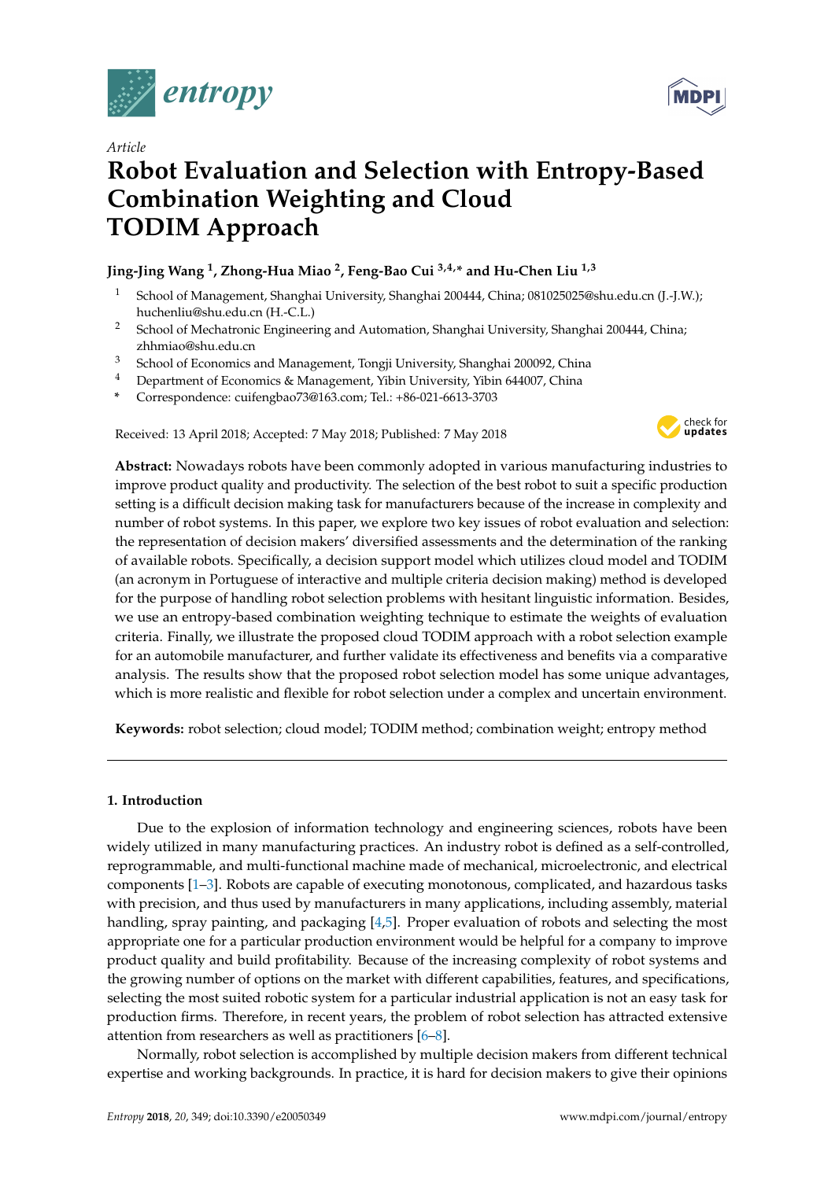Article

# Robot Evaluation and Selection with Entropy-Based Combination Weighting and Cloud TODIM Approach

**Jing-Jing Wang [1], Zhong-Hua Miao [2], Feng-Bao Cui [3,4,*] and Hu-Chen Liu [1,3]**

1. School of Management, Shanghai University, Shanghai 200444, China; 081025025@shu.edu.cn (J.-J.W.); huchenliu@shu.edu.cn (H.-C.L.)
2. School of Mechatronic Engineering and Automation, Shanghai University, Shanghai 200444, China; zhhmiao@shu.edu.cn
3. School of Economics and Management, Tongji University, Shanghai 200092, China
4. Department of Economics & Management, Yibin University, Yibin 644007, China

\* Correspondence: cuifengbao73@163.com; Tel.: +86-021-6613-3703

Received: 13 April 2018; Accepted: 7 May 2018; Published: 7 May 2018

**Abstract:** Nowadays robots have been commonly adopted in various manufacturing industries to improve product quality and productivity. The selection of the best robot to suit a specific production setting is a difficult decision making task for manufacturers because of the increase in complexity and number of robot systems. In this paper, we explore two key issues of robot evaluation and selection: the representation of decision makers' diversified assessments and the determination of the ranking of available robots. Specifically, a decision support model which utilizes cloud model and TODIM (an acronym in Portuguese of interactive and multiple criteria decision making) method is developed for the purpose of handling robot selection problems with hesitant linguistic information. Besides, we use an entropy-based combination weighting technique to estimate the weights of evaluation criteria. Finally, we illustrate the proposed cloud TODIM approach with a robot selection example for an automobile manufacturer, and further validate its effectiveness and benefits via a comparative analysis. The results show that the proposed robot selection model has some unique advantages, which is more realistic and flexible for robot selection under a complex and uncertain environment.

**Keywords:** robot selection; cloud model; TODIM method; combination weight; entropy method

## 1. Introduction

Due to the explosion of information technology and engineering sciences, robots have been widely utilized in many manufacturing practices. An industry robot is defined as a self-controlled, reprogrammable, and multi-functional machine made of mechanical, microelectronic, and electrical components [1–3]. Robots are capable of executing monotonous, complicated, and hazardous tasks with precision, and thus used by manufacturers in many applications, including assembly, material handling, spray painting, and packaging [4,5]. Proper evaluation of robots and selecting the most appropriate one for a particular production environment would be helpful for a company to improve product quality and build profitability. Because of the increasing complexity of robot systems and the growing number of options on the market with different capabilities, features, and specifications, selecting the most suited robotic system for a particular industrial application is not an easy task for production firms. Therefore, in recent years, the problem of robot selection has attracted extensive attention from researchers as well as practitioners [6–8].

Normally, robot selection is accomplished by multiple decision makers from different technical expertise and working backgrounds. In practice, it is hard for decision makers to give their opinions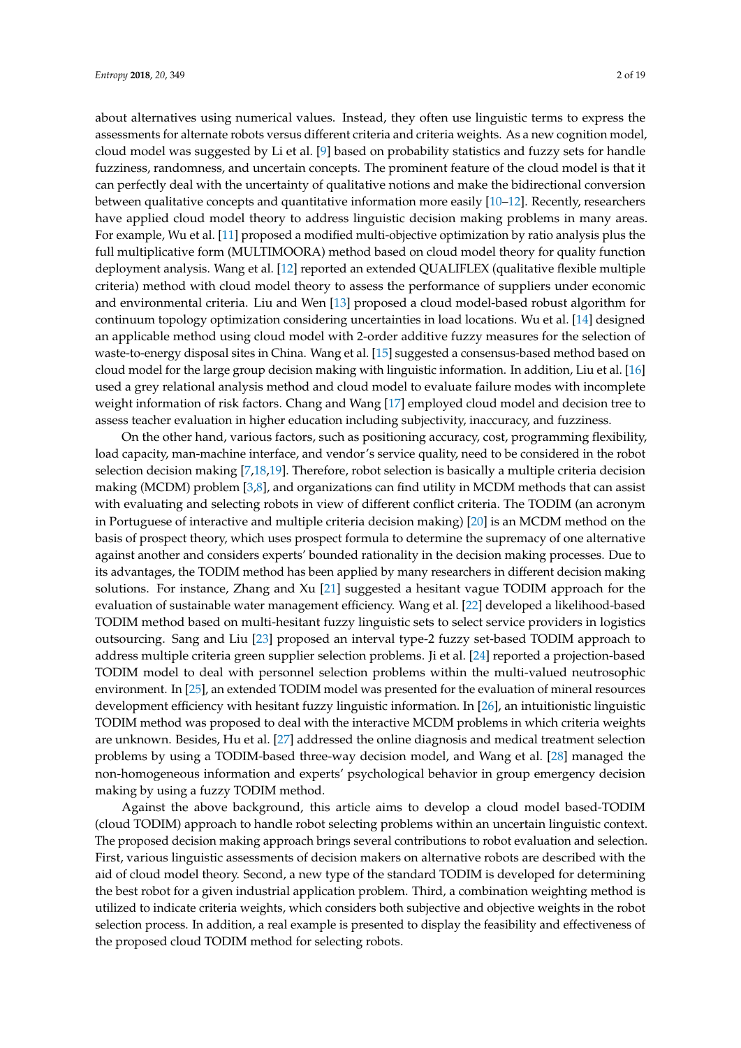about alternatives using numerical values. Instead, they often use linguistic terms to express the assessments for alternate robots versus different criteria and criteria weights. As a new cognition model, cloud model was suggested by Li et al. [9] based on probability statistics and fuzzy sets for handle fuzziness, randomness, and uncertain concepts. The prominent feature of the cloud model is that it can perfectly deal with the uncertainty of qualitative notions and make the bidirectional conversion between qualitative concepts and quantitative information more easily [10–12]. Recently, researchers have applied cloud model theory to address linguistic decision making problems in many areas. For example, Wu et al. [11] proposed a modified multi-objective optimization by ratio analysis plus the full multiplicative form (MULTIMOORA) method based on cloud model theory for quality function deployment analysis. Wang et al. [12] reported an extended QUALIFLEX (qualitative flexible multiple criteria) method with cloud model theory to assess the performance of suppliers under economic and environmental criteria. Liu and Wen [13] proposed a cloud model-based robust algorithm for continuum topology optimization considering uncertainties in load locations. Wu et al. [14] designed an applicable method using cloud model with 2-order additive fuzzy measures for the selection of waste-to-energy disposal sites in China. Wang et al. [15] suggested a consensus-based method based on cloud model for the large group decision making with linguistic information. In addition, Liu et al. [16] used a grey relational analysis method and cloud model to evaluate failure modes with incomplete weight information of risk factors. Chang and Wang [17] employed cloud model and decision tree to assess teacher evaluation in higher education including subjectivity, inaccuracy, and fuzziness.

On the other hand, various factors, such as positioning accuracy, cost, programming flexibility, load capacity, man-machine interface, and vendor's service quality, need to be considered in the robot selection decision making [7,18,19]. Therefore, robot selection is basically a multiple criteria decision making (MCDM) problem [3,8], and organizations can find utility in MCDM methods that can assist with evaluating and selecting robots in view of different conflict criteria. The TODIM (an acronym in Portuguese of interactive and multiple criteria decision making) [20] is an MCDM method on the basis of prospect theory, which uses prospect formula to determine the supremacy of one alternative against another and considers experts' bounded rationality in the decision making processes. Due to its advantages, the TODIM method has been applied by many researchers in different decision making solutions. For instance, Zhang and Xu [21] suggested a hesitant vague TODIM approach for the evaluation of sustainable water management efficiency. Wang et al. [22] developed a likelihood-based TODIM method based on multi-hesitant fuzzy linguistic sets to select service providers in logistics outsourcing. Sang and Liu [23] proposed an interval type-2 fuzzy set-based TODIM approach to address multiple criteria green supplier selection problems. Ji et al. [24] reported a projection-based TODIM model to deal with personnel selection problems within the multi-valued neutrosophic environment. In [25], an extended TODIM model was presented for the evaluation of mineral resources development efficiency with hesitant fuzzy linguistic information. In [26], an intuitionistic linguistic TODIM method was proposed to deal with the interactive MCDM problems in which criteria weights are unknown. Besides, Hu et al. [27] addressed the online diagnosis and medical treatment selection problems by using a TODIM-based three-way decision model, and Wang et al. [28] managed the non-homogeneous information and experts' psychological behavior in group emergency decision making by using a fuzzy TODIM method.

Against the above background, this article aims to develop a cloud model based-TODIM (cloud TODIM) approach to handle robot selecting problems within an uncertain linguistic context. The proposed decision making approach brings several contributions to robot evaluation and selection. First, various linguistic assessments of decision makers on alternative robots are described with the aid of cloud model theory. Second, a new type of the standard TODIM is developed for determining the best robot for a given industrial application problem. Third, a combination weighting method is utilized to indicate criteria weights, which considers both subjective and objective weights in the robot selection process. In addition, a real example is presented to display the feasibility and effectiveness of the proposed cloud TODIM method for selecting robots.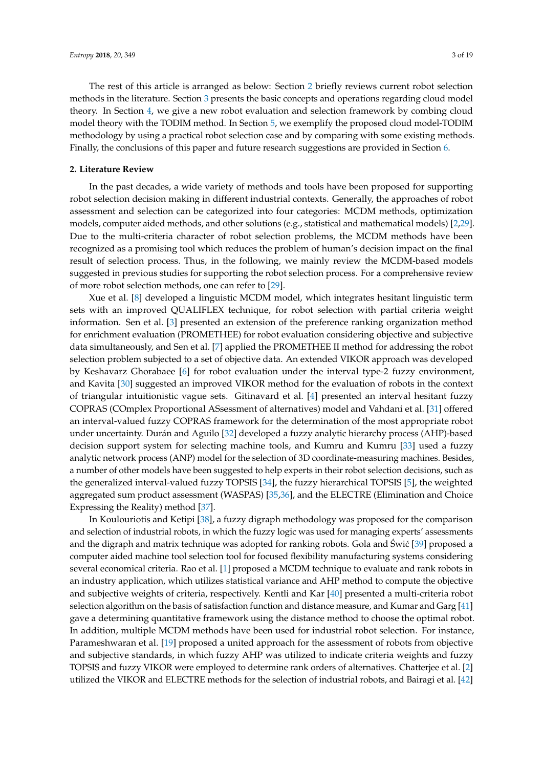The rest of this article is arranged as below: Section 2 briefly reviews current robot selection methods in the literature. Section 3 presents the basic concepts and operations regarding cloud model theory. In Section 4, we give a new robot evaluation and selection framework by combing cloud model theory with the TODIM method. In Section 5, we exemplify the proposed cloud model-TODIM methodology by using a practical robot selection case and by comparing with some existing methods. Finally, the conclusions of this paper and future research suggestions are provided in Section 6.

## 2. Literature Review

In the past decades, a wide variety of methods and tools have been proposed for supporting robot selection decision making in different industrial contexts. Generally, the approaches of robot assessment and selection can be categorized into four categories: MCDM methods, optimization models, computer aided methods, and other solutions (e.g., statistical and mathematical models) [2,29]. Due to the multi-criteria character of robot selection problems, the MCDM methods have been recognized as a promising tool which reduces the problem of human's decision impact on the final result of selection process. Thus, in the following, we mainly review the MCDM-based models suggested in previous studies for supporting the robot selection process. For a comprehensive review of more robot selection methods, one can refer to [29].

Xue et al. [8] developed a linguistic MCDM model, which integrates hesitant linguistic term sets with an improved QUALIFLEX technique, for robot selection with partial criteria weight information. Sen et al. [3] presented an extension of the preference ranking organization method for enrichment evaluation (PROMETHEE) for robot evaluation considering objective and subjective data simultaneously, and Sen et al. [7] applied the PROMETHEE II method for addressing the robot selection problem subjected to a set of objective data. An extended VIKOR approach was developed by Keshavarz Ghorabaee [6] for robot evaluation under the interval type-2 fuzzy environment, and Kavita [30] suggested an improved VIKOR method for the evaluation of robots in the context of triangular intuitionistic vague sets. Gitinavard et al. [4] presented an interval hesitant fuzzy COPRAS (COmplex Proportional ASsessment of alternatives) model and Vahdani et al. [31] offered an interval-valued fuzzy COPRAS framework for the determination of the most appropriate robot under uncertainty. Durán and Aguilo [32] developed a fuzzy analytic hierarchy process (AHP)-based decision support system for selecting machine tools, and Kumru and Kumru [33] used a fuzzy analytic network process (ANP) model for the selection of 3D coordinate-measuring machines. Besides, a number of other models have been suggested to help experts in their robot selection decisions, such as the generalized interval-valued fuzzy TOPSIS [34], the fuzzy hierarchical TOPSIS [5], the weighted aggregated sum product assessment (WASPAS) [35,36], and the ELECTRE (Elimination and Choice Expressing the Reality) method [37].

In Koulouriotis and Ketipi [38], a fuzzy digraph methodology was proposed for the comparison and selection of industrial robots, in which the fuzzy logic was used for managing experts' assessments and the digraph and matrix technique was adopted for ranking robots. Gola and Świć [39] proposed a computer aided machine tool selection tool for focused flexibility manufacturing systems considering several economical criteria. Rao et al. [1] proposed a MCDM technique to evaluate and rank robots in an industry application, which utilizes statistical variance and AHP method to compute the objective and subjective weights of criteria, respectively. Kentli and Kar [40] presented a multi-criteria robot selection algorithm on the basis of satisfaction function and distance measure, and Kumar and Garg [41] gave a determining quantitative framework using the distance method to choose the optimal robot. In addition, multiple MCDM methods have been used for industrial robot selection. For instance, Parameshwaran et al. [19] proposed a united approach for the assessment of robots from objective and subjective standards, in which fuzzy AHP was utilized to indicate criteria weights and fuzzy TOPSIS and fuzzy VIKOR were employed to determine rank orders of alternatives. Chatterjee et al. [2] utilized the VIKOR and ELECTRE methods for the selection of industrial robots, and Bairagi et al. [42]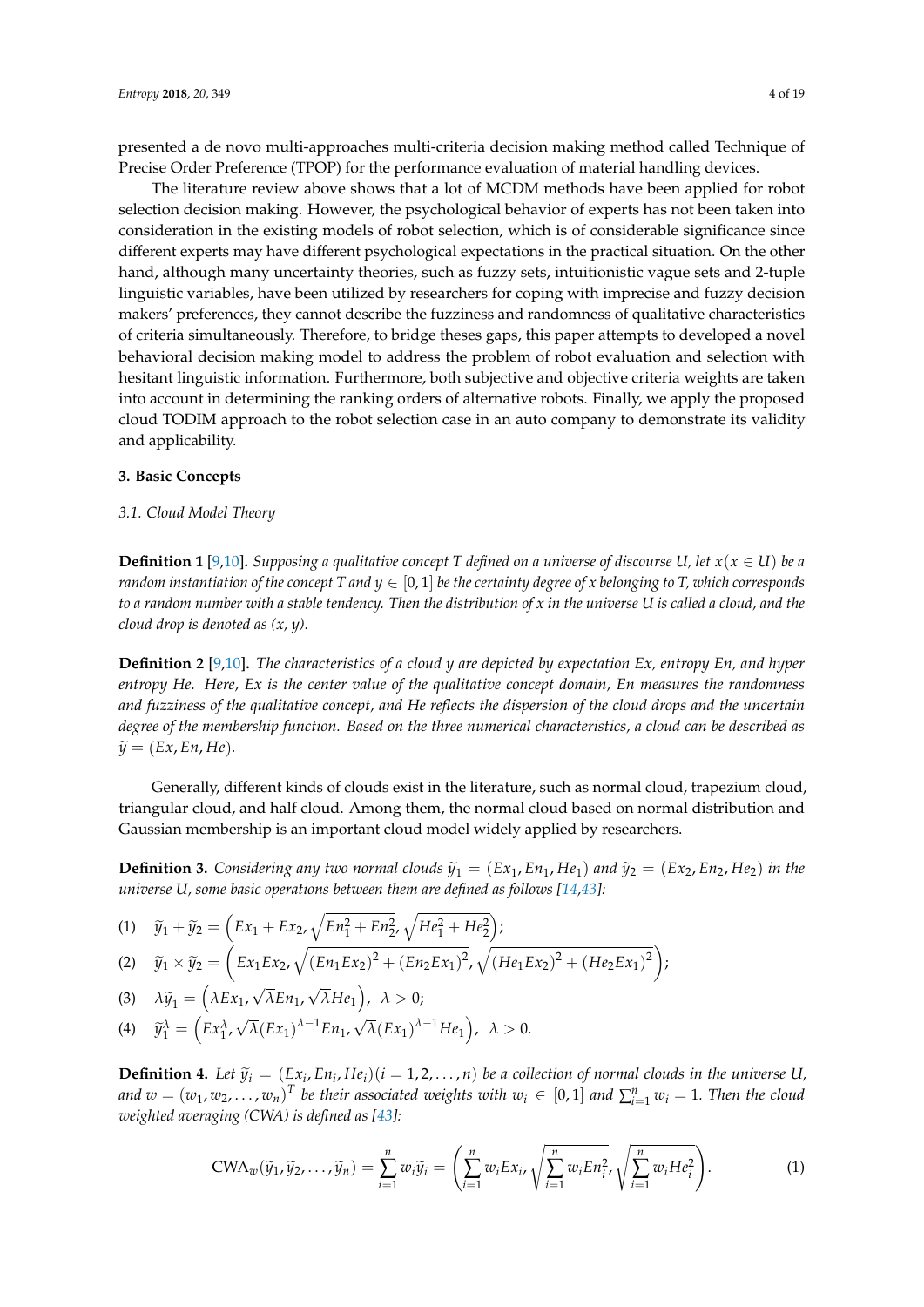presented a de novo multi-approaches multi-criteria decision making method called Technique of Precise Order Preference (TPOP) for the performance evaluation of material handling devices.

The literature review above shows that a lot of MCDM methods have been applied for robot selection decision making. However, the psychological behavior of experts has not been taken into consideration in the existing models of robot selection, which is of considerable significance since different experts may have different psychological expectations in the practical situation. On the other hand, although many uncertainty theories, such as fuzzy sets, intuitionistic vague sets and 2-tuple linguistic variables, have been utilized by researchers for coping with imprecise and fuzzy decision makers' preferences, they cannot describe the fuzziness and randomness of qualitative characteristics of criteria simultaneously. Therefore, to bridge theses gaps, this paper attempts to developed a novel behavioral decision making model to address the problem of robot evaluation and selection with hesitant linguistic information. Furthermore, both subjective and objective criteria weights are taken into account in determining the ranking orders of alternative robots. Finally, we apply the proposed cloud TODIM approach to the robot selection case in an auto company to demonstrate its validity and applicability.

## 3. Basic Concepts

### 3.1. Cloud Model Theory

**Definition 1** [9,10]**.** *Supposing a qualitative concept T defined on a universe of discourse U, let $x (x \in U)$ be a random instantiation of the concept T and $y \in [0,1]$ be the certainty degree of x belonging to T, which corresponds to a random number with a stable tendency. Then the distribution of x in the universe U is called a cloud, and the cloud drop is denoted as (x, y).*

**Definition 2** [9,10]**.** *The characteristics of a cloud y are depicted by expectation Ex, entropy En, and hyper entropy He. Here, Ex is the center value of the qualitative concept domain, En measures the randomness and fuzziness of the qualitative concept, and He reflects the dispersion of the cloud drops and the uncertain degree of the membership function. Based on the three numerical characteristics, a cloud can be described as $\widetilde{y} = (Ex, En, He)$.*

Generally, different kinds of clouds exist in the literature, such as normal cloud, trapezium cloud, triangular cloud, and half cloud. Among them, the normal cloud based on normal distribution and Gaussian membership is an important cloud model widely applied by researchers.

**Definition 3.** *Considering any two normal clouds $\widetilde{y}_1 = (Ex_1, En_1, He_1)$ and $\widetilde{y}_2 = (Ex_2, En_2, He_2)$ in the universe U, some basic operations between them are defined as follows [14,43]:*

(1) $\widetilde{y}_1 + \widetilde{y}_2 = \left(Ex_1 + Ex_2, \sqrt{En_1^2 + En_2^2}, \sqrt{He_1^2 + He_2^2}\right)$;

(2) $\widetilde{y}_1 \times \widetilde{y}_2 = \left(Ex_1 Ex_2, \sqrt{(En_1 Ex_2)^2 + (En_2 Ex_1)^2}, \sqrt{(He_1 Ex_2)^2 + (He_2 Ex_1)^2}\right)$;

(3) $\lambda \widetilde{y}_1 = \left(\lambda Ex_1, \sqrt{\lambda} En_1, \sqrt{\lambda} He_1\right), \ \lambda > 0$;

(4) $\widetilde{y}_1^{\lambda} = \left(Ex_1^{\lambda}, \sqrt{\lambda}(Ex_1)^{\lambda-1} En_1, \sqrt{\lambda}(Ex_1)^{\lambda-1} He_1\right), \ \lambda > 0$.

**Definition 4.** *Let $\widetilde{y}_i = (Ex_i, En_i, He_i) (i = 1, 2, \ldots, n)$ be a collection of normal clouds in the universe U, and $w = (w_1, w_2, \ldots, w_n)^T$ be their associated weights with $w_i \in [0,1]$ and $\sum_{i=1}^{n} w_i = 1$. Then the cloud weighted averaging (CWA) is defined as [43]:*

$$\mathrm{CWA}_w(\widetilde{y}_1, \widetilde{y}_2, \ldots, \widetilde{y}_n) = \sum_{i=1}^{n} w_i \widetilde{y}_i = \left(\sum_{i=1}^{n} w_i Ex_i, \sqrt{\sum_{i=1}^{n} w_i En_i^2}, \sqrt{\sum_{i=1}^{n} w_i He_i^2}\right). \tag{1}$$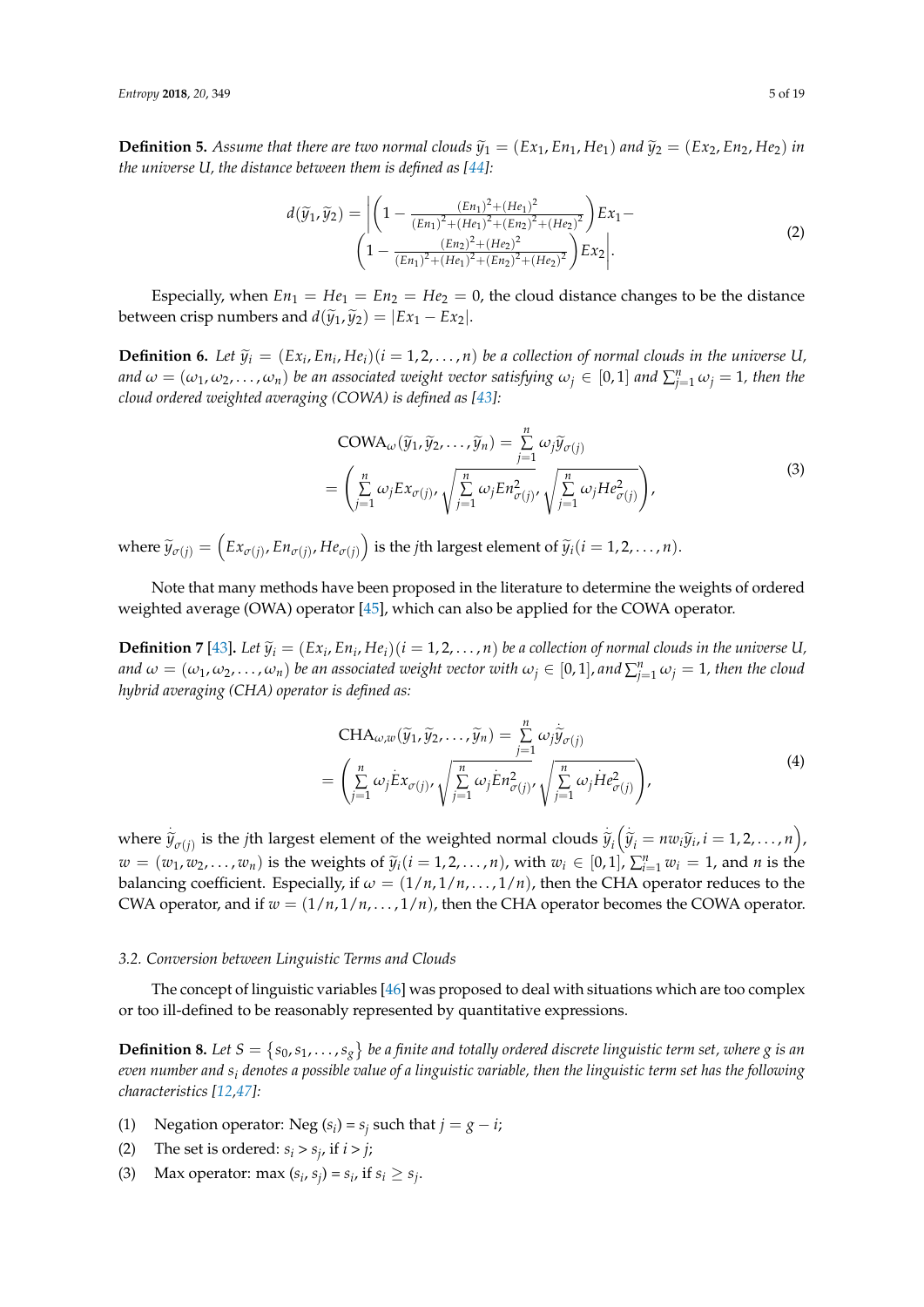**Definition 5.** *Assume that there are two normal clouds $\tilde{y}_1 = (Ex_1, En_1, He_1)$ and $\tilde{y}_2 = (Ex_2, En_2, He_2)$ in the universe U, the distance between them is defined as [44]:*

$$
d(\tilde{y}_1, \tilde{y}_2) = \left| \left(1 - \frac{(En_1)^2 + (He_1)^2}{(En_1)^2 + (He_1)^2 + (En_2)^2 + (He_2)^2}\right) Ex_1 - \left(1 - \frac{(En_2)^2 + (He_2)^2}{(En_1)^2 + (He_1)^2 + (En_2)^2 + (He_2)^2}\right) Ex_2 \right|. \tag{2}
$$

Especially, when $En_1 = He_1 = En_2 = He_2 = 0$, the cloud distance changes to be the distance between crisp numbers and $d(\tilde{y}_1, \tilde{y}_2) = |Ex_1 - Ex_2|$.

**Definition 6.** *Let $\tilde{y}_i = (Ex_i, En_i, He_i)(i = 1, 2, \ldots, n)$ be a collection of normal clouds in the universe U, and $\omega = (\omega_1, \omega_2, \ldots, \omega_n)$ be an associated weight vector satisfying $\omega_j \in [0, 1]$ and $\sum_{j=1}^{n} \omega_j = 1$, then the cloud ordered weighted averaging (COWA) is defined as [43]:*

$$
\begin{aligned}
\text{COWA}_\omega(\tilde{y}_1, \tilde{y}_2, \ldots, \tilde{y}_n) &= \sum_{j=1}^{n} \omega_j \tilde{y}_{\sigma(j)} \\
&= \left( \sum_{j=1}^{n} \omega_j Ex_{\sigma(j)}, \sqrt{\sum_{j=1}^{n} \omega_j En_{\sigma(j)}^2}, \sqrt{\sum_{j=1}^{n} \omega_j He_{\sigma(j)}^2} \right),
\end{aligned} \tag{3}
$$

where $\tilde{y}_{\sigma(j)} = \left(Ex_{\sigma(j)}, En_{\sigma(j)}, He_{\sigma(j)}\right)$ is the $j$th largest element of $\tilde{y}_i (i = 1, 2, \ldots, n)$.

Note that many methods have been proposed in the literature to determine the weights of ordered weighted average (OWA) operator [45], which can also be applied for the COWA operator.

**Definition 7** [43]. *Let $\tilde{y}_i = (Ex_i, En_i, He_i)(i = 1, 2, \ldots, n)$ be a collection of normal clouds in the universe U, and $\omega = (\omega_1, \omega_2, \ldots, \omega_n)$ be an associated weight vector with $\omega_j \in [0, 1]$, and $\sum_{j=1}^{n} \omega_j = 1$, then the cloud hybrid averaging (CHA) operator is defined as:*

$$
\begin{aligned}
\text{CHA}_{\omega,w}(\tilde{y}_1, \tilde{y}_2, \ldots, \tilde{y}_n) &= \sum_{j=1}^{n} \omega_j \dot{\tilde{y}}_{\sigma(j)} \\
&= \left( \sum_{j=1}^{n} \omega_j \dot{E}x_{\sigma(j)}, \sqrt{\sum_{j=1}^{n} \omega_j \dot{E}n_{\sigma(j)}^2}, \sqrt{\sum_{j=1}^{n} \omega_j \dot{H}e_{\sigma(j)}^2} \right),
\end{aligned} \tag{4}
$$

where $\dot{\tilde{y}}_{\sigma(j)}$ is the $j$th largest element of the weighted normal clouds $\dot{\tilde{y}}_i \left(\dot{\tilde{y}}_i = nw_i \tilde{y}_i, i = 1, 2, \ldots, n\right)$, $w = (w_1, w_2, \ldots, w_n)$ is the weights of $\tilde{y}_i (i = 1, 2, \ldots, n)$, with $w_i \in [0, 1]$, $\sum_{i=1}^{n} w_i = 1$, and $n$ is the balancing coefficient. Especially, if $\omega = (1/n, 1/n, \ldots, 1/n)$, then the CHA operator reduces to the CWA operator, and if $w = (1/n, 1/n, \ldots, 1/n)$, then the CHA operator becomes the COWA operator.

### *3.2. Conversion between Linguistic Terms and Clouds*

The concept of linguistic variables [46] was proposed to deal with situations which are too complex or too ill-defined to be reasonably represented by quantitative expressions.

**Definition 8.** *Let $S = \{s_0, s_1, \ldots, s_g\}$ be a finite and totally ordered discrete linguistic term set, where g is an even number and $s_i$ denotes a possible value of a linguistic variable, then the linguistic term set has the following characteristics [12,47]:*

(1) Negation operator: Neg $(s_i) = s_j$ such that $j = g - i$;
(2) The set is ordered: $s_i > s_j$, if $i > j$;
(3) Max operator: max $(s_i, s_j) = s_i$, if $s_i \geq s_j$.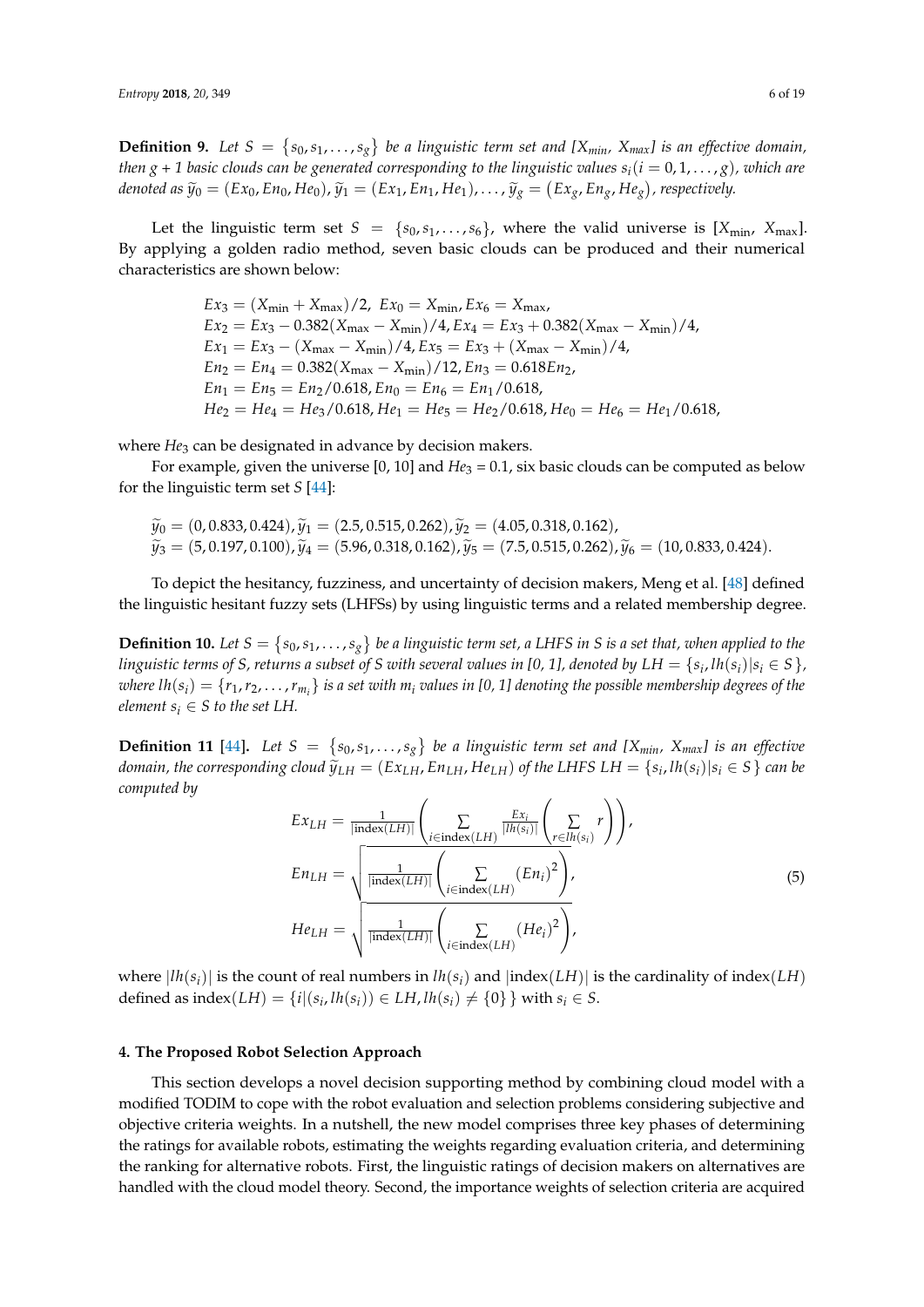**Definition 9.** *Let* $S = \{s_0, s_1, \ldots, s_g\}$ *be a linguistic term set and* [$X_{min}$, $X_{max}$] *is an effective domain, then* $g + 1$ *basic clouds can be generated corresponding to the linguistic values* $s_i (i = 0, 1, \ldots, g)$*, which are denoted as* $\tilde{y}_0 = (Ex_0, En_0, He_0), \tilde{y}_1 = (Ex_1, En_1, He_1), \ldots, \tilde{y}_g = (Ex_g, En_g, He_g)$*, respectively.*

Let the linguistic term set $S = \{s_0, s_1, \ldots, s_6\}$, where the valid universe is [$X_{\min}$, $X_{\max}$]. By applying a golden radio method, seven basic clouds can be produced and their numerical characteristics are shown below:

$$
\begin{aligned}
&Ex_3 = (X_{\min} + X_{\max})/2,\ Ex_0 = X_{\min}, Ex_6 = X_{\max},\\
&Ex_2 = Ex_3 - 0.382(X_{\max} - X_{\min})/4, Ex_4 = Ex_3 + 0.382(X_{\max} - X_{\min})/4,\\
&Ex_1 = Ex_3 - (X_{\max} - X_{\min})/4, Ex_5 = Ex_3 + (X_{\max} - X_{\min})/4,\\
&En_2 = En_4 = 0.382(X_{\max} - X_{\min})/12, En_3 = 0.618En_2,\\
&En_1 = En_5 = En_2/0.618, En_0 = En_6 = En_1/0.618,\\
&He_2 = He_4 = He_3/0.618, He_1 = He_5 = He_2/0.618, He_0 = He_6 = He_1/0.618,
\end{aligned}
$$

where $He_3$ can be designated in advance by decision makers.

For example, given the universe [0, 10] and $He_3 = 0.1$, six basic clouds can be computed as below for the linguistic term set $S$ [44]:

$$
\begin{aligned}
&\tilde{y}_0 = (0, 0.833, 0.424), \tilde{y}_1 = (2.5, 0.515, 0.262), \tilde{y}_2 = (4.05, 0.318, 0.162),\\
&\tilde{y}_3 = (5, 0.197, 0.100), \tilde{y}_4 = (5.96, 0.318, 0.162), \tilde{y}_5 = (7.5, 0.515, 0.262), \tilde{y}_6 = (10, 0.833, 0.424).
\end{aligned}
$$

To depict the hesitancy, fuzziness, and uncertainty of decision makers, Meng et al. [48] defined the linguistic hesitant fuzzy sets (LHFSs) by using linguistic terms and a related membership degree.

**Definition 10.** *Let* $S = \{s_0, s_1, \ldots, s_g\}$ *be a linguistic term set, a LHFS in S is a set that, when applied to the linguistic terms of S, returns a subset of S with several values in [0, 1], denoted by* $LH = \{s_i, lh(s_i) | s_i \in S\}$*, where* $lh(s_i) = \{r_1, r_2, \ldots, r_{m_i}\}$ *is a set with* $m_i$ *values in [0, 1] denoting the possible membership degrees of the element* $s_i \in S$ *to the set LH.*

**Definition 11** [44]**.** *Let* $S = \{s_0, s_1, \ldots, s_g\}$ *be a linguistic term set and* [$X_{min}$, $X_{max}$] *is an effective domain, the corresponding cloud* $\tilde{y}_{LH} = (Ex_{LH}, En_{LH}, He_{LH})$ *of the LHFS* $LH = \{s_i, lh(s_i) | s_i \in S\}$ *can be computed by*

$$
\begin{aligned}
Ex_{LH} &= \frac{1}{|\mathrm{index}(LH)|}\left(\sum_{i\in \mathrm{index}(LH)} \frac{Ex_i}{|lh(s_i)|}\left(\sum_{r\in lh(s_i)} r\right)\right),\\
En_{LH} &= \sqrt{\frac{1}{|\mathrm{index}(LH)|}\left(\sum_{i\in \mathrm{index}(LH)} (En_i)^2\right)},\\
He_{LH} &= \sqrt{\frac{1}{|\mathrm{index}(LH)|}\left(\sum_{i\in \mathrm{index}(LH)} (He_i)^2\right)},
\end{aligned}
\tag{5}
$$

where $|lh(s_i)|$ is the count of real numbers in $lh(s_i)$ and $|\mathrm{index}(LH)|$ is the cardinality of $\mathrm{index}(LH)$ defined as $\mathrm{index}(LH) = \{i | (s_i, lh(s_i)) \in LH, lh(s_i) \neq \{0\}\}$ with $s_i \in S$.

## 4. The Proposed Robot Selection Approach

This section develops a novel decision supporting method by combining cloud model with a modified TODIM to cope with the robot evaluation and selection problems considering subjective and objective criteria weights. In a nutshell, the new model comprises three key phases of determining the ratings for available robots, estimating the weights regarding evaluation criteria, and determining the ranking for alternative robots. First, the linguistic ratings of decision makers on alternatives are handled with the cloud model theory. Second, the importance weights of selection criteria are acquired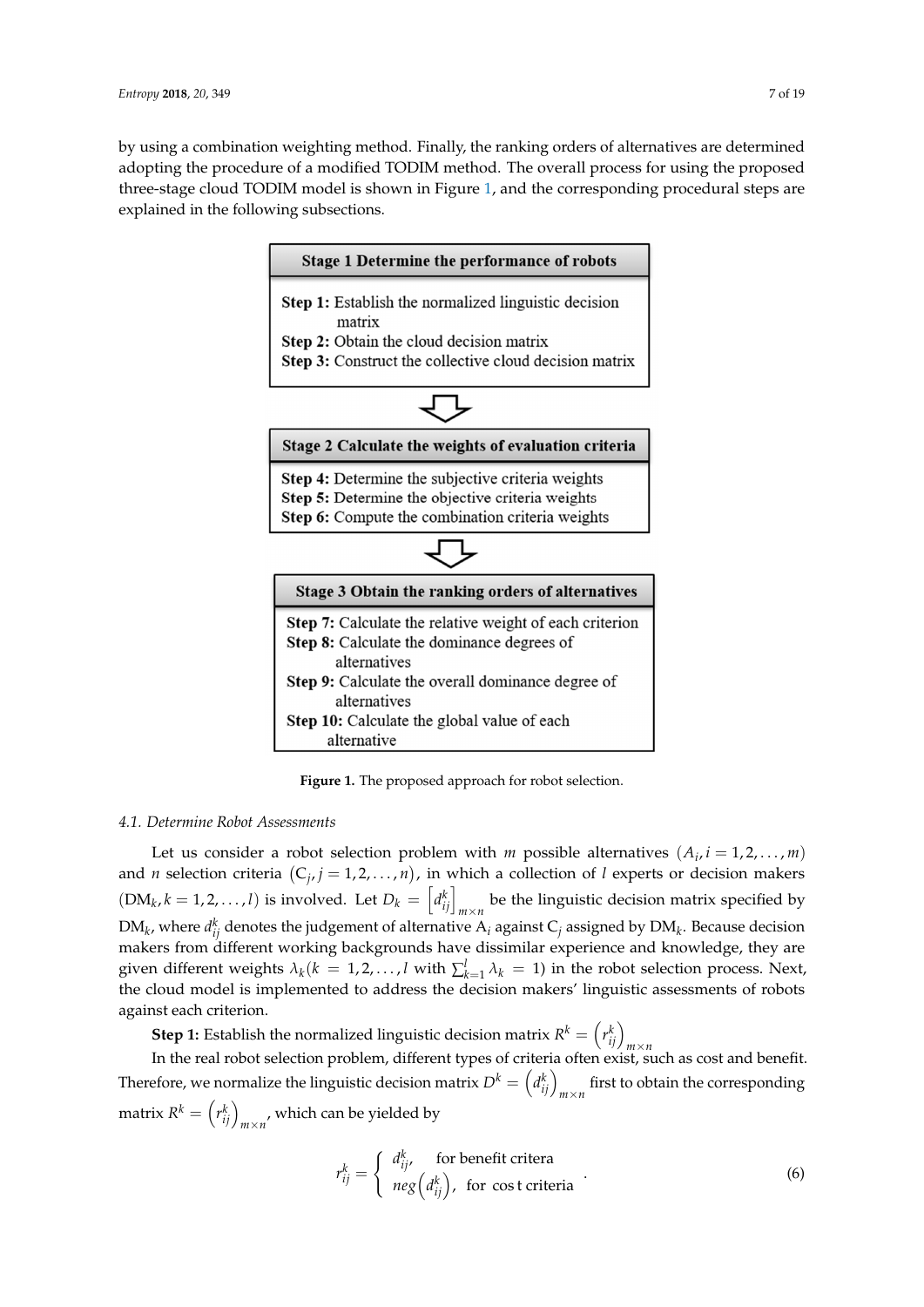by using a combination weighting method. Finally, the ranking orders of alternatives are determined adopting the procedure of a modified TODIM method. The overall process for using the proposed three-stage cloud TODIM model is shown in Figure 1, and the corresponding procedural steps are explained in the following subsections.

**Stage 1 Determine the performance of robots**

**Step 1:** Establish the normalized linguistic decision matrix
**Step 2:** Obtain the cloud decision matrix
**Step 3:** Construct the collective cloud decision matrix

**Stage 2 Calculate the weights of evaluation criteria**

**Step 4:** Determine the subjective criteria weights
**Step 5:** Determine the objective criteria weights
**Step 6:** Compute the combination criteria weights

**Stage 3 Obtain the ranking orders of alternatives**

**Step 7:** Calculate the relative weight of each criterion
**Step 8:** Calculate the dominance degrees of alternatives
**Step 9:** Calculate the overall dominance degree of alternatives
**Step 10:** Calculate the global value of each alternative

**Figure 1.** The proposed approach for robot selection.

### 4.1. Determine Robot Assessments

Let us consider a robot selection problem with $m$ possible alternatives $(A_i, i = 1, 2, \ldots, m)$ and $n$ selection criteria $(C_j, j = 1, 2, \ldots, n)$, in which a collection of $l$ experts or decision makers $(\text{DM}_k, k = 1, 2, \ldots, l)$ is involved. Let $D_k = \left[d_{ij}^k\right]_{m \times n}$ be the linguistic decision matrix specified by $\text{DM}_k$, where $d_{ij}^k$ denotes the judgement of alternative $\text{A}_i$ against $\text{C}_j$ assigned by $\text{DM}_k$. Because decision makers from different working backgrounds have dissimilar experience and knowledge, they are given different weights $\lambda_k(k = 1, 2, \ldots, l$ with $\sum_{k=1}^{l} \lambda_k = 1)$ in the robot selection process. Next, the cloud model is implemented to address the decision makers' linguistic assessments of robots against each criterion.

**Step 1:** Establish the normalized linguistic decision matrix $R^k = \left(r_{ij}^k\right)_{m \times n}$

In the real robot selection problem, different types of criteria often exist, such as cost and benefit. Therefore, we normalize the linguistic decision matrix $D^k = \left(d_{ij}^k\right)_{m \times n}$ first to obtain the corresponding matrix $R^k = \left(r_{ij}^k\right)_{m \times n}$, which can be yielded by

$$r_{ij}^k = \begin{cases} d_{ij}^k, & \text{for benefit critera} \\ neg\left(d_{ij}^k\right), & \text{for cos t criteria} \end{cases}. \tag{6}$$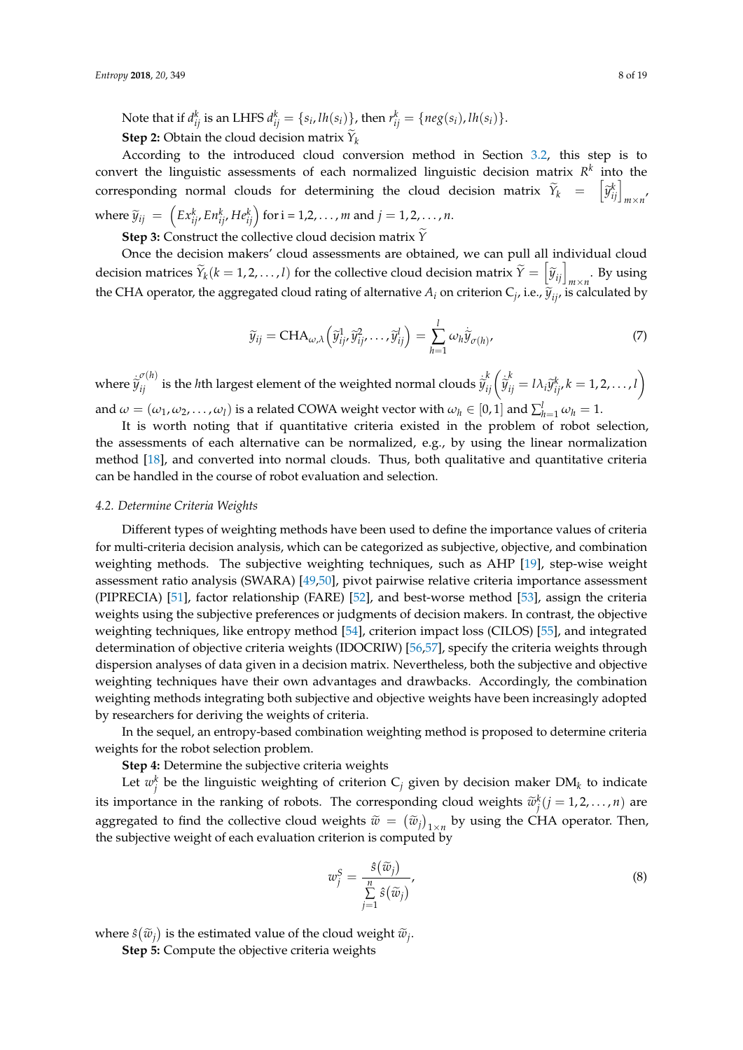Note that if $d_{ij}^k$ is an LHFS $d_{ij}^k = \{s_i, lh(s_i)\}$, then $r_{ij}^k = \{neg(s_i), lh(s_i)\}$.

**Step 2:** Obtain the cloud decision matrix $\widetilde{Y}_k$

According to the introduced cloud conversion method in Section 3.2, this step is to convert the linguistic assessments of each normalized linguistic decision matrix $R^k$ into the corresponding normal clouds for determining the cloud decision matrix $\widetilde{Y}_k = \left[\widetilde{y}_{ij}^k\right]_{m\times n}$, where $\widetilde{y}_{ij} = \left(Ex_{ij}^k, En_{ij}^k, He_{ij}^k\right)$ for i = 1,2, ..., $m$ and $j = 1, 2, \ldots, n$.

**Step 3:** Construct the collective cloud decision matrix $\widetilde{Y}$

Once the decision makers' cloud assessments are obtained, we can pull all individual cloud decision matrices $\widetilde{Y}_k (k = 1, 2, \ldots, l)$ for the collective cloud decision matrix $\widetilde{Y} = \left[\widetilde{y}_{ij}\right]_{m\times n}$. By using the CHA operator, the aggregated cloud rating of alternative $A_i$ on criterion $C_j$, i.e., $\widetilde{y}_{ij}$, is calculated by

$$\widetilde{y}_{ij} = \text{CHA}_{\omega,\lambda}\left(\widetilde{y}_{ij}^1, \widetilde{y}_{ij}^2, \ldots, \widetilde{y}_{ij}^l\right) = \sum_{h=1}^{l} \omega_h \dot{\widetilde{y}}_{\sigma(h)}, \tag{7}$$

where $\dot{\widetilde{y}}_{ij}^{\sigma(h)}$ is the $h$th largest element of the weighted normal clouds $\dot{\widetilde{y}}_{ij}^k \left(\dot{\widetilde{y}}_{ij}^k = l\lambda_i \widetilde{y}_{ij}^k, k = 1, 2, \ldots, l\right)$ and $\omega = (\omega_1, \omega_2, \ldots, \omega_l)$ is a related COWA weight vector with $\omega_h \in [0, 1]$ and $\sum_{h=1}^{l} \omega_h = 1$.

It is worth noting that if quantitative criteria existed in the problem of robot selection, the assessments of each alternative can be normalized, e.g., by using the linear normalization method [18], and converted into normal clouds. Thus, both qualitative and quantitative criteria can be handled in the course of robot evaluation and selection.

### *4.2. Determine Criteria Weights*

Different types of weighting methods have been used to define the importance values of criteria for multi-criteria decision analysis, which can be categorized as subjective, objective, and combination weighting methods. The subjective weighting techniques, such as AHP [19], step-wise weight assessment ratio analysis (SWARA) [49,50], pivot pairwise relative criteria importance assessment (PIPRECIA) [51], factor relationship (FARE) [52], and best-worse method [53], assign the criteria weights using the subjective preferences or judgments of decision makers. In contrast, the objective weighting techniques, like entropy method [54], criterion impact loss (CILOS) [55], and integrated determination of objective criteria weights (IDOCRIW) [56,57], specify the criteria weights through dispersion analyses of data given in a decision matrix. Nevertheless, both the subjective and objective weighting techniques have their own advantages and drawbacks. Accordingly, the combination weighting methods integrating both subjective and objective weights have been increasingly adopted by researchers for deriving the weights of criteria.

In the sequel, an entropy-based combination weighting method is proposed to determine criteria weights for the robot selection problem.

**Step 4:** Determine the subjective criteria weights

Let $w_j^k$ be the linguistic weighting of criterion $C_j$ given by decision maker $DM_k$ to indicate its importance in the ranking of robots. The corresponding cloud weights $\widetilde{w}_j^k (j = 1, 2, \ldots, n)$ are aggregated to find the collective cloud weights $\widetilde{w} = \left(\widetilde{w}_j\right)_{1\times n}$ by using the CHA operator. Then, the subjective weight of each evaluation criterion is computed by

$$w_j^S = \frac{\hat{s}\left(\widetilde{w}_j\right)}{\sum\limits_{j=1}^{n} \hat{s}\left(\widetilde{w}_j\right)}, \tag{8}$$

where $\hat{s}\left(\widetilde{w}_j\right)$ is the estimated value of the cloud weight $\widetilde{w}_j$.

**Step 5:** Compute the objective criteria weights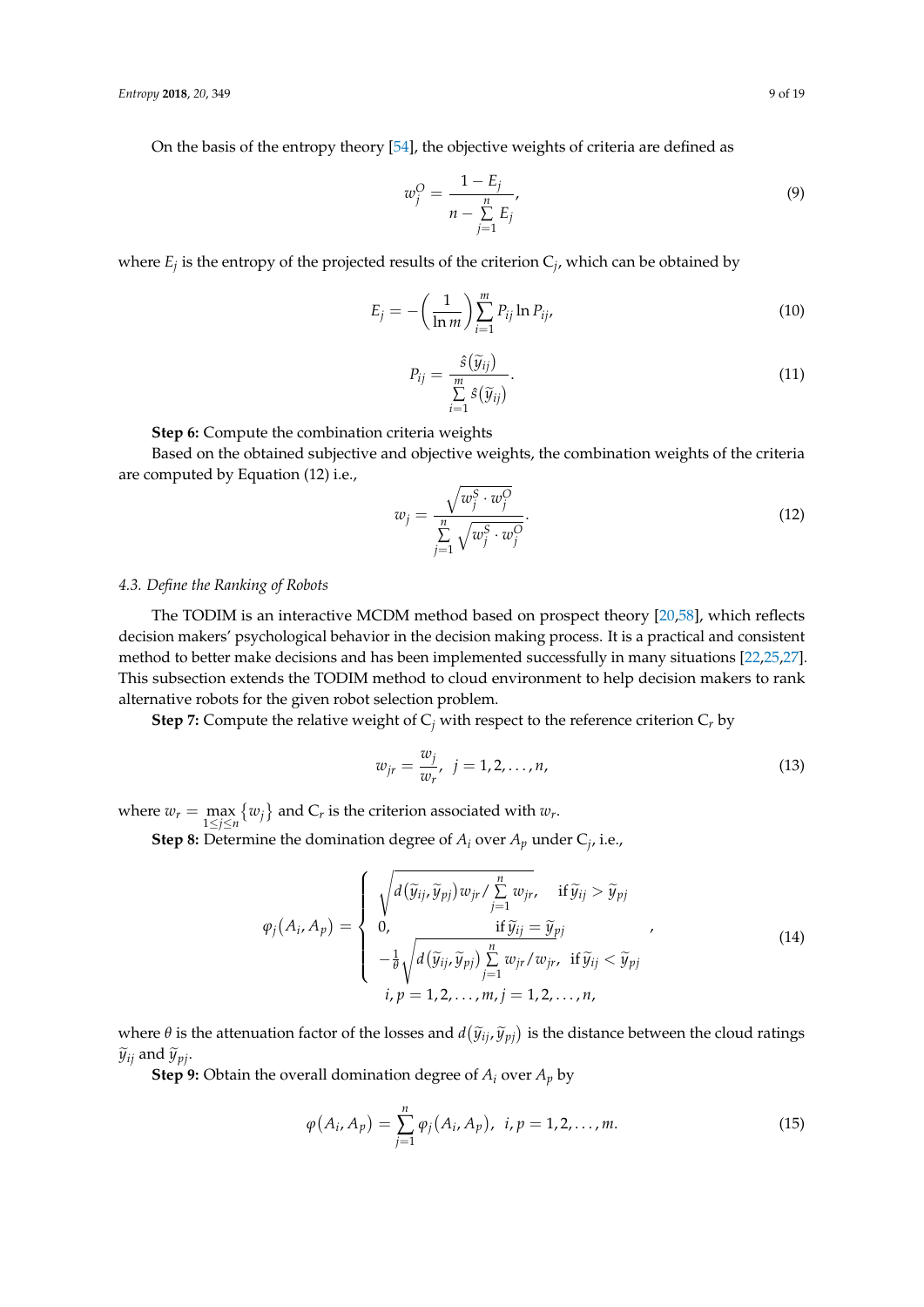On the basis of the entropy theory [54], the objective weights of criteria are defined as

$$w_j^O = \frac{1 - E_j}{n - \sum\limits_{j=1}^{n} E_j}, \tag{9}$$

where $E_j$ is the entropy of the projected results of the criterion $C_j$, which can be obtained by

$$E_j = -\left(\frac{1}{\ln m}\right) \sum_{i=1}^{m} P_{ij} \ln P_{ij}, \tag{10}$$

$$P_{ij} = \frac{\hat{s}(\widetilde{y}_{ij})}{\sum\limits_{i=1}^{m} \hat{s}(\widetilde{y}_{ij})}. \tag{11}$$

**Step 6:** Compute the combination criteria weights

Based on the obtained subjective and objective weights, the combination weights of the criteria are computed by Equation (12) i.e.,

$$w_j = \frac{\sqrt{w_j^S \cdot w_j^O}}{\sum\limits_{j=1}^{n} \sqrt{w_j^S \cdot w_j^O}}. \tag{12}$$

### *4.3. Define the Ranking of Robots*

The TODIM is an interactive MCDM method based on prospect theory [20,58], which reflects decision makers' psychological behavior in the decision making process. It is a practical and consistent method to better make decisions and has been implemented successfully in many situations [22,25,27]. This subsection extends the TODIM method to cloud environment to help decision makers to rank alternative robots for the given robot selection problem.

**Step 7:** Compute the relative weight of $C_j$ with respect to the reference criterion $C_r$ by

$$w_{jr} = \frac{w_j}{w_r}, \ \ j = 1, 2, \ldots, n, \tag{13}$$

where $w_r = \max\limits_{1 \leq j \leq n} \{w_j\}$ and $C_r$ is the criterion associated with $w_r$.

**Step 8:** Determine the domination degree of $A_i$ over $A_p$ under $C_j$, i.e.,

$$\varphi_j(A_i, A_p) = \begin{cases} \sqrt{d(\widetilde{y}_{ij}, \widetilde{y}_{pj}) w_{jr} / \sum\limits_{j=1}^{n} w_{jr}}, & \text{if } \widetilde{y}_{ij} > \widetilde{y}_{pj} \\ 0, & \text{if } \widetilde{y}_{ij} = \widetilde{y}_{pj} \\ -\frac{1}{\theta}\sqrt{d(\widetilde{y}_{ij}, \widetilde{y}_{pj}) \sum\limits_{j=1}^{n} w_{jr} / w_{jr}}, & \text{if } \widetilde{y}_{ij} < \widetilde{y}_{pj} \\ i, p = 1, 2, \ldots, m, j = 1, 2, \ldots, n, & \end{cases}, \tag{14}$$

where $\theta$ is the attenuation factor of the losses and $d(\widetilde{y}_{ij}, \widetilde{y}_{pj})$ is the distance between the cloud ratings $\widetilde{y}_{ij}$ and $\widetilde{y}_{pj}$.

**Step 9:** Obtain the overall domination degree of $A_i$ over $A_p$ by

$$\varphi(A_i, A_p) = \sum_{j=1}^{n} \varphi_j(A_i, A_p), \ \ i, p = 1, 2, \ldots, m. \tag{15}$$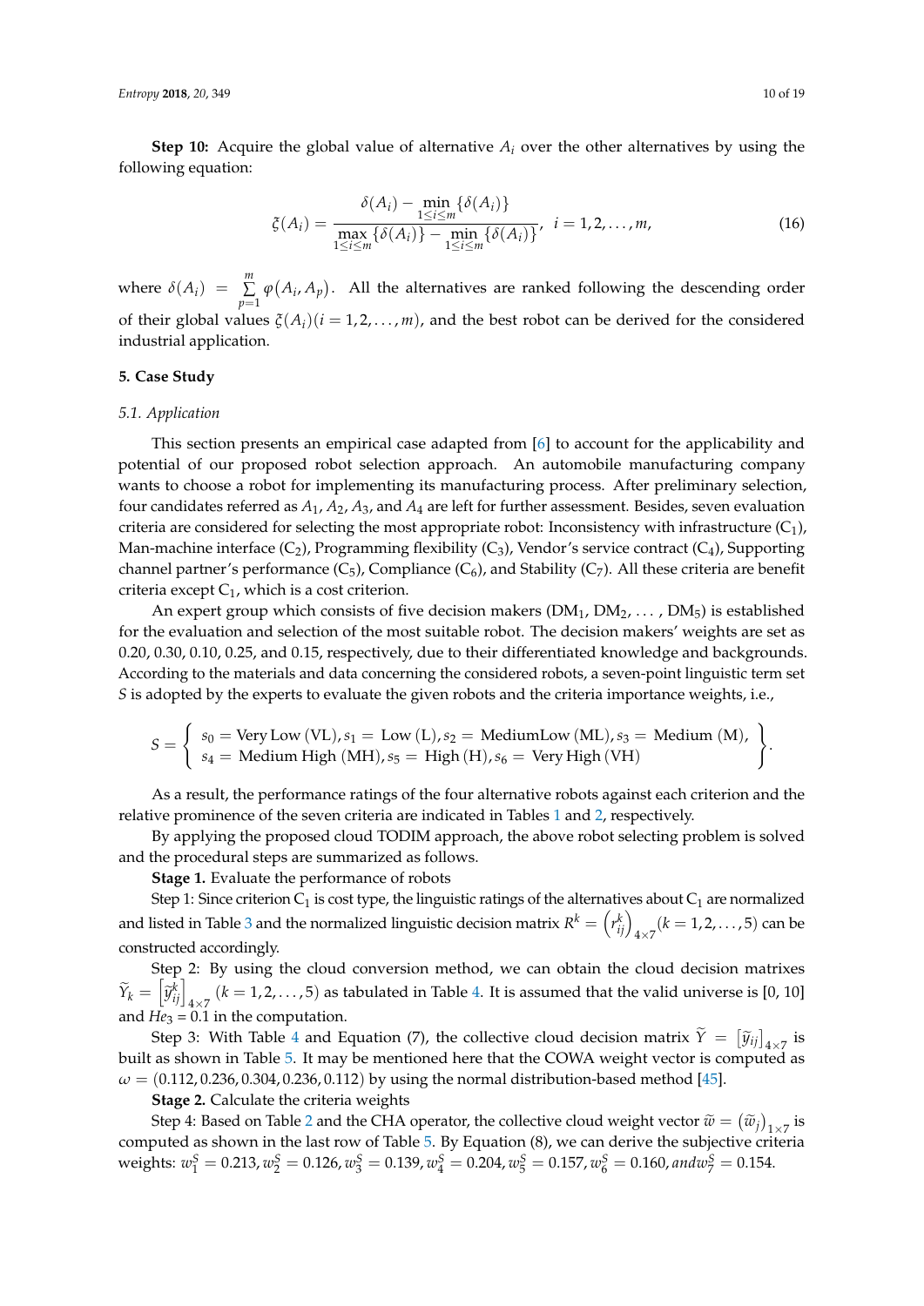**Step 10:** Acquire the global value of alternative $A_i$ over the other alternatives by using the following equation:

$$\xi(A_i) = \frac{\delta(A_i) - \min\limits_{1 \le i \le m}\{\delta(A_i)\}}{\max\limits_{1 \le i \le m}\{\delta(A_i)\} - \min\limits_{1 \le i \le m}\{\delta(A_i)\}},\ \ i = 1, 2, \ldots, m, \tag{16}$$

where $\delta(A_i) = \sum\limits_{p=1}^{m} \varphi(A_i, A_p)$. All the alternatives are ranked following the descending order of their global values $\xi(A_i)(i = 1, 2, \ldots, m)$, and the best robot can be derived for the considered industrial application.

## 5. Case Study

### 5.1. Application

This section presents an empirical case adapted from [6] to account for the applicability and potential of our proposed robot selection approach. An automobile manufacturing company wants to choose a robot for implementing its manufacturing process. After preliminary selection, four candidates referred as $A_1$, $A_2$, $A_3$, and $A_4$ are left for further assessment. Besides, seven evaluation criteria are considered for selecting the most appropriate robot: Inconsistency with infrastructure ($C_1$), Man-machine interface ($C_2$), Programming flexibility ($C_3$), Vendor's service contract ($C_4$), Supporting channel partner's performance ($C_5$), Compliance ($C_6$), and Stability ($C_7$). All these criteria are benefit criteria except $C_1$, which is a cost criterion.

An expert group which consists of five decision makers ($DM_1$, $DM_2$, ..., $DM_5$) is established for the evaluation and selection of the most suitable robot. The decision makers' weights are set as 0.20, 0.30, 0.10, 0.25, and 0.15, respectively, due to their differentiated knowledge and backgrounds. According to the materials and data concerning the considered robots, a seven-point linguistic term set $S$ is adopted by the experts to evaluate the given robots and the criteria importance weights, i.e.,

$$S = \left\{ \begin{array}{l} s_0 = \text{Very Low (VL)}, s_1 = \text{Low (L)}, s_2 = \text{MediumLow (ML)}, s_3 = \text{Medium (M)}, \\ s_4 = \text{Medium High (MH)}, s_5 = \text{High (H)}, s_6 = \text{Very High (VH)} \end{array} \right\}.$$

As a result, the performance ratings of the four alternative robots against each criterion and the relative prominence of the seven criteria are indicated in Tables 1 and 2, respectively.

By applying the proposed cloud TODIM approach, the above robot selecting problem is solved and the procedural steps are summarized as follows.

**Stage 1.** Evaluate the performance of robots

Step 1: Since criterion $C_1$ is cost type, the linguistic ratings of the alternatives about $C_1$ are normalized and listed in Table 3 and the normalized linguistic decision matrix $R^k = \left(r_{ij}^k\right)_{4\times 7} (k = 1, 2, \ldots, 5)$ can be constructed accordingly.

Step 2: By using the cloud conversion method, we can obtain the cloud decision matrixes $\widetilde{Y}_k = \left[\widetilde{y}_{ij}^k\right]_{4\times 7} (k = 1, 2, \ldots, 5)$ as tabulated in Table 4. It is assumed that the valid universe is [0, 10] and $He_3 = 0.1$ in the computation.

Step 3: With Table 4 and Equation (7), the collective cloud decision matrix $\widetilde{Y} = \left[\widetilde{y}_{ij}\right]_{4\times 7}$ is built as shown in Table 5. It may be mentioned here that the COWA weight vector is computed as $\omega = (0.112, 0.236, 0.304, 0.236, 0.112)$ by using the normal distribution-based method [45].

**Stage 2.** Calculate the criteria weights

Step 4: Based on Table 2 and the CHA operator, the collective cloud weight vector $\widetilde{w} = \left(\widetilde{w}_j\right)_{1\times 7}$ is computed as shown in the last row of Table 5. By Equation (8), we can derive the subjective criteria weights: $w_1^S = 0.213, w_2^S = 0.126, w_3^S = 0.139, w_4^S = 0.204, w_5^S = 0.157, w_6^S = 0.160, and w_7^S = 0.154$.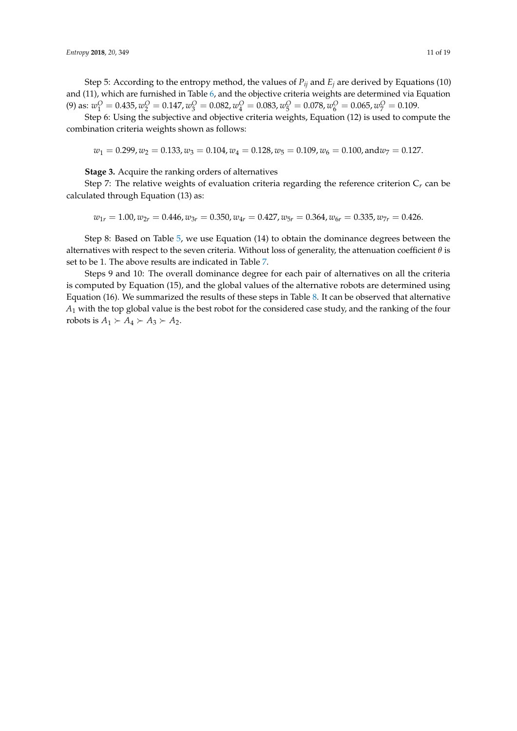Step 5: According to the entropy method, the values of $P_{ij}$ and $E_j$ are derived by Equations (10) and (11), which are furnished in Table 6, and the objective criteria weights are determined via Equation (9) as: $w_1^O = 0.435, w_2^O = 0.147, w_3^O = 0.082, w_4^O = 0.083, w_5^O = 0.078, w_6^O = 0.065, w_7^O = 0.109$.

Step 6: Using the subjective and objective criteria weights, Equation (12) is used to compute the combination criteria weights shown as follows:

$$w_1 = 0.299, w_2 = 0.133, w_3 = 0.104, w_4 = 0.128, w_5 = 0.109, w_6 = 0.100, \text{and} w_7 = 0.127.$$

**Stage 3.** Acquire the ranking orders of alternatives

Step 7: The relative weights of evaluation criteria regarding the reference criterion $C_r$ can be calculated through Equation (13) as:

$$w_{1r} = 1.00, w_{2r} = 0.446, w_{3r} = 0.350, w_{4r} = 0.427, w_{5r} = 0.364, w_{6r} = 0.335, w_{7r} = 0.426.$$

Step 8: Based on Table 5, we use Equation (14) to obtain the dominance degrees between the alternatives with respect to the seven criteria. Without loss of generality, the attenuation coefficient $\theta$ is set to be 1. The above results are indicated in Table 7.

Steps 9 and 10: The overall dominance degree for each pair of alternatives on all the criteria is computed by Equation (15), and the global values of the alternative robots are determined using Equation (16). We summarized the results of these steps in Table 8. It can be observed that alternative $A_1$ with the top global value is the best robot for the considered case study, and the ranking of the four robots is $A_1 \succ A_4 \succ A_3 \succ A_2$.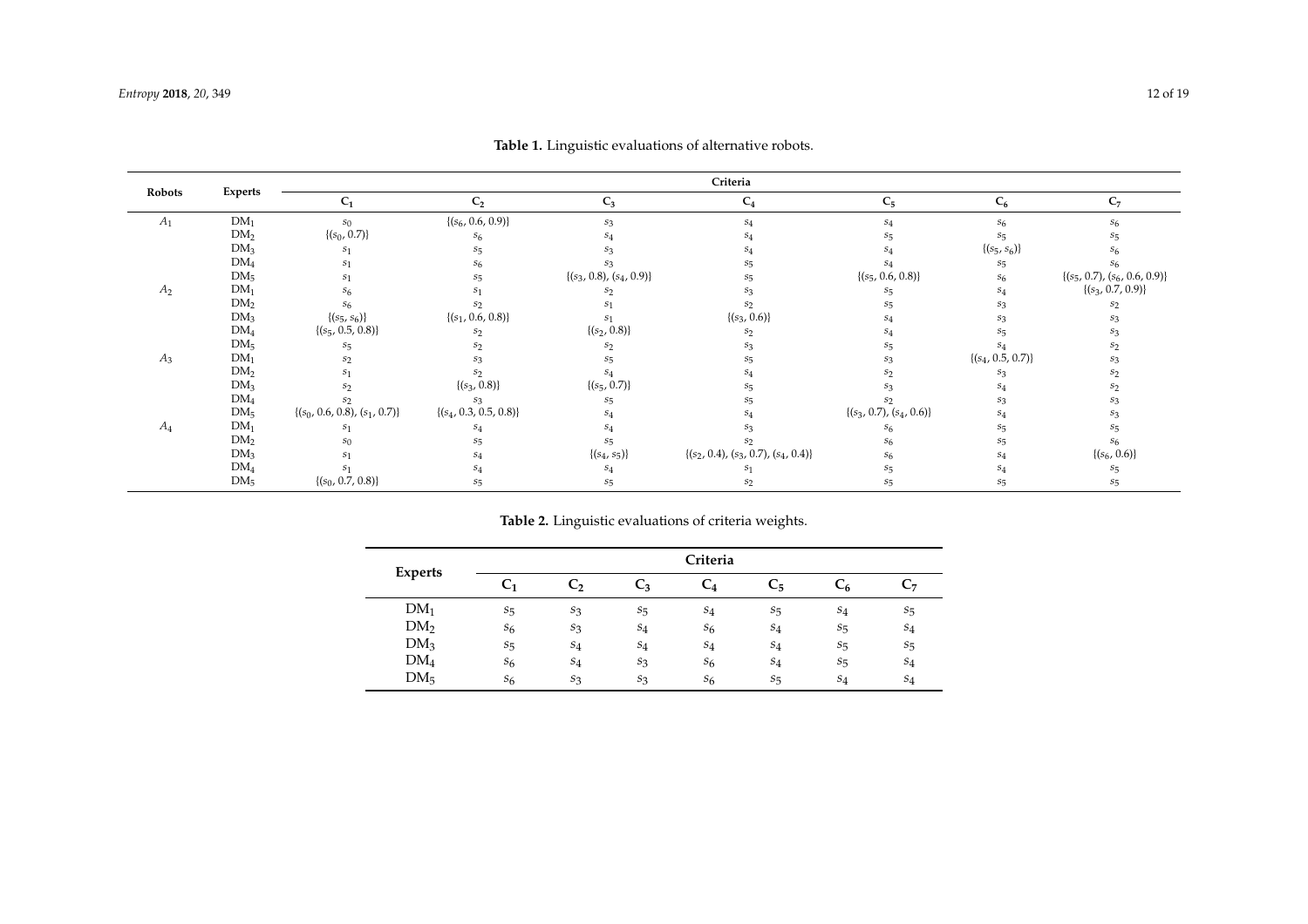**Table 1.** Linguistic evaluations of alternative robots.

| Robots | Experts | Criteria | | | | | | |
|---|---|---|---|---|---|---|---|---|
| | | $C_1$ | $C_2$ | $C_3$ | $C_4$ | $C_5$ | $C_6$ | $C_7$ |
| $A_1$ | $DM_1$ | $s_0$ | $\{(s_6, 0.6, 0.9)\}$ | $s_3$ | $s_4$ | $s_4$ | $s_6$ | $s_6$ |
| | $DM_2$ | $\{(s_0, 0.7)\}$ | $s_6$ | $s_4$ | $s_4$ | $s_5$ | $s_5$ | $s_5$ |
| | $DM_3$ | $s_1$ | $s_5$ | $s_3$ | $s_4$ | $s_4$ | $\{(s_5, s_6)\}$ | $s_6$ |
| | $DM_4$ | $s_1$ | $s_6$ | $s_3$ | $s_5$ | $s_4$ | $s_5$ | $s_6$ |
| | $DM_5$ | $s_1$ | $s_5$ | $\{(s_3, 0.8), (s_4, 0.9)\}$ | $s_5$ | $\{(s_5, 0.6, 0.8)\}$ | $s_6$ | $\{(s_5, 0.7), (s_6, 0.6, 0.9)\}$ |
| $A_2$ | $DM_1$ | $s_6$ | $s_1$ | $s_2$ | $s_3$ | $s_5$ | $s_4$ | $\{(s_3, 0.7, 0.9)\}$ |
| | $DM_2$ | $s_6$ | $s_2$ | $s_1$ | $s_2$ | $s_5$ | $s_3$ | $s_2$ |
| | $DM_3$ | $\{(s_5, s_6)\}$ | $\{(s_1, 0.6, 0.8)\}$ | $s_1$ | $\{(s_3, 0.6)\}$ | $s_4$ | $s_3$ | $s_3$ |
| | $DM_4$ | $\{(s_5, 0.5, 0.8)\}$ | $s_2$ | $\{(s_2, 0.8)\}$ | $s_2$ | $s_4$ | $s_5$ | $s_3$ |
| | $DM_5$ | $s_5$ | $s_2$ | $s_2$ | $s_3$ | $s_5$ | $s_4$ | $s_2$ |
| $A_3$ | $DM_1$ | $s_2$ | $s_3$ | $s_5$ | $s_5$ | $s_3$ | $\{(s_4, 0.5, 0.7)\}$ | $s_3$ |
| | $DM_2$ | $s_1$ | $s_2$ | $s_4$ | $s_4$ | $s_2$ | $s_3$ | $s_2$ |
| | $DM_3$ | $s_2$ | $\{(s_3, 0.8)\}$ | $\{(s_5, 0.7)\}$ | $s_5$ | $s_3$ | $s_4$ | $s_2$ |
| | $DM_4$ | $s_2$ | $s_3$ | $s_5$ | $s_5$ | $s_2$ | $s_3$ | $s_3$ |
| | $DM_5$ | $\{(s_0, 0.6, 0.8), (s_1, 0.7)\}$ | $\{(s_4, 0.3, 0.5, 0.8)\}$ | $s_4$ | $s_4$ | $\{(s_3, 0.7), (s_4, 0.6)\}$ | $s_4$ | $s_3$ |
| $A_4$ | $DM_1$ | $s_1$ | $s_4$ | $s_4$ | $s_3$ | $s_6$ | $s_5$ | $s_5$ |
| | $DM_2$ | $s_0$ | $s_5$ | $s_5$ | $s_2$ | $s_6$ | $s_5$ | $s_6$ |
| | $DM_3$ | $s_1$ | $s_4$ | $\{(s_4, s_5)\}$ | $\{(s_2, 0.4), (s_3, 0.7), (s_4, 0.4)\}$ | $s_6$ | $s_4$ | $\{(s_6, 0.6)\}$ |
| | $DM_4$ | $s_1$ | $s_4$ | $s_4$ | $s_1$ | $s_5$ | $s_4$ | $s_5$ |
| | $DM_5$ | $\{(s_0, 0.7, 0.8)\}$ | $s_5$ | $s_5$ | $s_2$ | $s_5$ | $s_5$ | $s_5$ |

**Table 2.** Linguistic evaluations of criteria weights.

| Experts | Criteria | | | | | | |
|---|---|---|---|---|---|---|---|
| | $C_1$ | $C_2$ | $C_3$ | $C_4$ | $C_5$ | $C_6$ | $C_7$ |
| $DM_1$ | $s_5$ | $s_3$ | $s_5$ | $s_4$ | $s_5$ | $s_4$ | $s_5$ |
| $DM_2$ | $s_6$ | $s_3$ | $s_4$ | $s_6$ | $s_4$ | $s_5$ | $s_4$ |
| $DM_3$ | $s_5$ | $s_4$ | $s_4$ | $s_4$ | $s_4$ | $s_5$ | $s_5$ |
| $DM_4$ | $s_6$ | $s_4$ | $s_3$ | $s_6$ | $s_4$ | $s_5$ | $s_4$ |
| $DM_5$ | $s_6$ | $s_3$ | $s_3$ | $s_6$ | $s_5$ | $s_4$ | $s_4$ |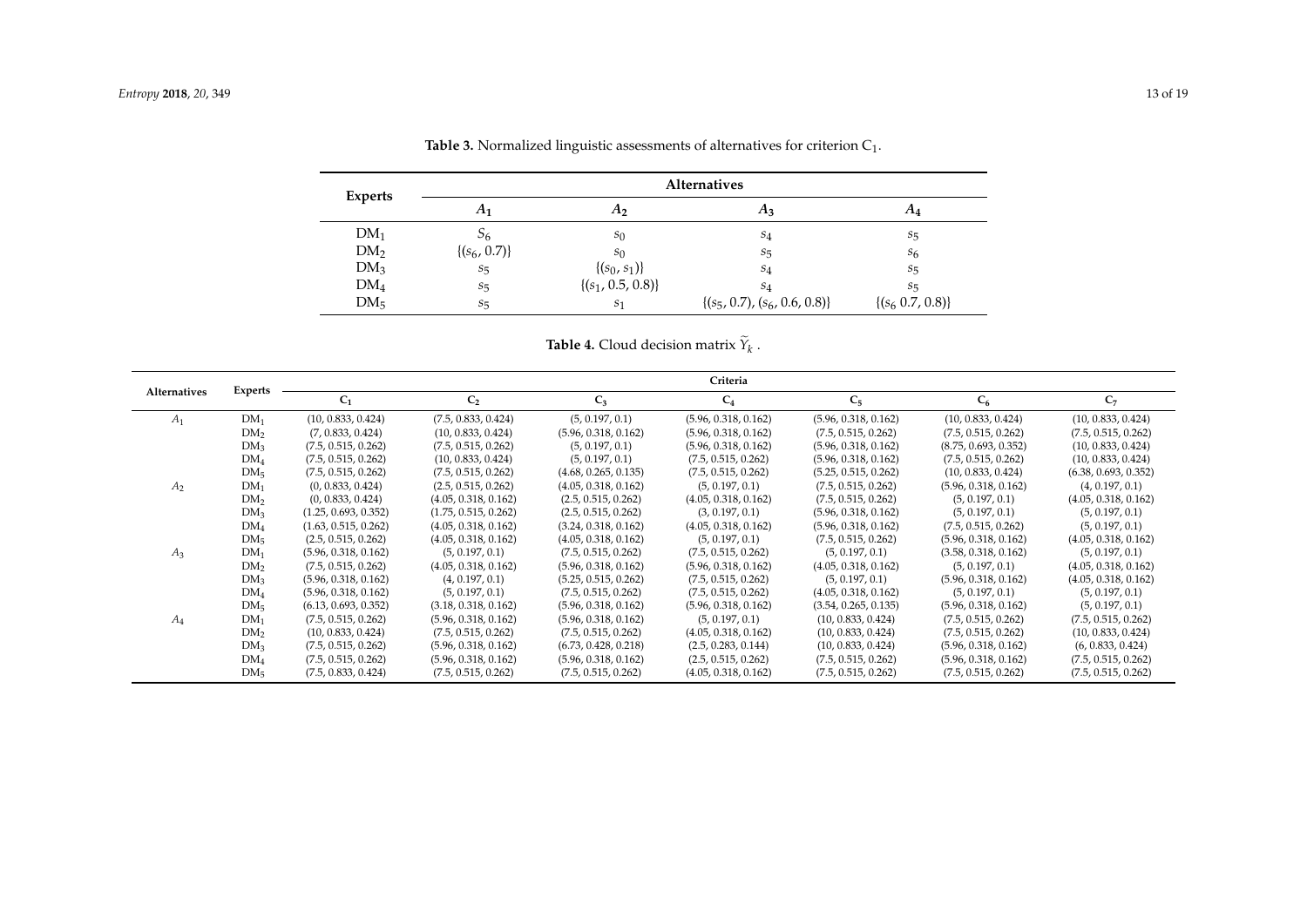**Table 3.** Normalized linguistic assessments of alternatives for criterion $C_1$.

| Experts | Alternatives | | | |
|---|---|---|---|---|
| | $A_1$ | $A_2$ | $A_3$ | $A_4$ |
| $DM_1$ | $S_6$ | $s_0$ | $s_4$ | $s_5$ |
| $DM_2$ | $\{(s_6, 0.7)\}$ | $s_0$ | $s_5$ | $s_6$ |
| $DM_3$ | $s_5$ | $\{(s_0, s_1)\}$ | $s_4$ | $s_5$ |
| $DM_4$ | $s_5$ | $\{(s_1, 0.5, 0.8)\}$ | $s_4$ | $s_5$ |
| $DM_5$ | $s_5$ | $s_1$ | $\{(s_5, 0.7), (s_6, 0.6, 0.8)\}$ | $\{(s_6\ 0.7, 0.8)\}$ |

**Table 4.** Cloud decision matrix $\widetilde{Y}_k$.

| Alternatives | Experts | Criteria | | | | | | |
|---|---|---|---|---|---|---|---|---|
| | | $C_1$ | $C_2$ | $C_3$ | $C_4$ | $C_5$ | $C_6$ | $C_7$ |
| $A_1$ | $DM_1$ | (10, 0.833, 0.424) | (7.5, 0.833, 0.424) | (5, 0.197, 0.1) | (5.96, 0.318, 0.162) | (5.96, 0.318, 0.162) | (10, 0.833, 0.424) | (10, 0.833, 0.424) |
| | $DM_2$ | (7, 0.833, 0.424) | (10, 0.833, 0.424) | (5.96, 0.318, 0.162) | (5.96, 0.318, 0.162) | (7.5, 0.515, 0.262) | (7.5, 0.515, 0.262) | (7.5, 0.515, 0.262) |
| | $DM_3$ | (7.5, 0.515, 0.262) | (7.5, 0.515, 0.262) | (5, 0.197, 0.1) | (5.96, 0.318, 0.162) | (5.96, 0.318, 0.162) | (8.75, 0.693, 0.352) | (10, 0.833, 0.424) |
| | $DM_4$ | (7.5, 0.515, 0.262) | (10, 0.833, 0.424) | (5, 0.197, 0.1) | (7.5, 0.515, 0.262) | (5.96, 0.318, 0.162) | (7.5, 0.515, 0.262) | (10, 0.833, 0.424) |
| | $DM_5$ | (7.5, 0.515, 0.262) | (7.5, 0.515, 0.262) | (4.68, 0.265, 0.135) | (7.5, 0.515, 0.262) | (5.25, 0.515, 0.262) | (10, 0.833, 0.424) | (6.38, 0.693, 0.352) |
| $A_2$ | $DM_1$ | (0, 0.833, 0.424) | (2.5, 0.515, 0.262) | (4.05, 0.318, 0.162) | (5, 0.197, 0.1) | (7.5, 0.515, 0.262) | (5.96, 0.318, 0.162) | (4, 0.197, 0.1) |
| | $DM_2$ | (0, 0.833, 0.424) | (4.05, 0.318, 0.162) | (2.5, 0.515, 0.262) | (4.05, 0.318, 0.162) | (7.5, 0.515, 0.262) | (5, 0.197, 0.1) | (4.05, 0.318, 0.162) |
| | $DM_3$ | (1.25, 0.693, 0.352) | (1.75, 0.515, 0.262) | (2.5, 0.515, 0.262) | (3, 0.197, 0.1) | (5.96, 0.318, 0.162) | (5, 0.197, 0.1) | (5, 0.197, 0.1) |
| | $DM_4$ | (1.63, 0.515, 0.262) | (4.05, 0.318, 0.162) | (3.24, 0.318, 0.162) | (4.05, 0.318, 0.162) | (5.96, 0.318, 0.162) | (7.5, 0.515, 0.262) | (5, 0.197, 0.1) |
| | $DM_5$ | (2.5, 0.515, 0.262) | (4.05, 0.318, 0.162) | (4.05, 0.318, 0.162) | (5, 0.197, 0.1) | (7.5, 0.515, 0.262) | (5.96, 0.318, 0.162) | (4.05, 0.318, 0.162) |
| $A_3$ | $DM_1$ | (5.96, 0.318, 0.162) | (5, 0.197, 0.1) | (7.5, 0.515, 0.262) | (7.5, 0.515, 0.262) | (5, 0.197, 0.1) | (3.58, 0.318, 0.162) | (5, 0.197, 0.1) |
| | $DM_2$ | (7.5, 0.515, 0.262) | (4.05, 0.318, 0.162) | (5.96, 0.318, 0.162) | (5.96, 0.318, 0.162) | (4.05, 0.318, 0.162) | (5, 0.197, 0.1) | (4.05, 0.318, 0.162) |
| | $DM_3$ | (5.96, 0.318, 0.162) | (4, 0.197, 0.1) | (5.25, 0.515, 0.262) | (7.5, 0.515, 0.262) | (5, 0.197, 0.1) | (5.96, 0.318, 0.162) | (4.05, 0.318, 0.162) |
| | $DM_4$ | (5.96, 0.318, 0.162) | (5, 0.197, 0.1) | (7.5, 0.515, 0.262) | (7.5, 0.515, 0.262) | (4.05, 0.318, 0.162) | (5, 0.197, 0.1) | (5, 0.197, 0.1) |
| | $DM_5$ | (6.13, 0.693, 0.352) | (3.18, 0.318, 0.162) | (5.96, 0.318, 0.162) | (5.96, 0.318, 0.162) | (3.54, 0.265, 0.135) | (5.96, 0.318, 0.162) | (5, 0.197, 0.1) |
| $A_4$ | $DM_1$ | (7.5, 0.515, 0.262) | (5.96, 0.318, 0.162) | (5.96, 0.318, 0.162) | (5, 0.197, 0.1) | (10, 0.833, 0.424) | (7.5, 0.515, 0.262) | (7.5, 0.515, 0.262) |
| | $DM_2$ | (10, 0.833, 0.424) | (7.5, 0.515, 0.262) | (7.5, 0.515, 0.262) | (4.05, 0.318, 0.162) | (10, 0.833, 0.424) | (7.5, 0.515, 0.262) | (10, 0.833, 0.424) |
| | $DM_3$ | (7.5, 0.515, 0.262) | (5.96, 0.318, 0.162) | (6.73, 0.428, 0.218) | (2.5, 0.283, 0.144) | (10, 0.833, 0.424) | (5.96, 0.318, 0.162) | (6, 0.833, 0.424) |
| | $DM_4$ | (7.5, 0.515, 0.262) | (5.96, 0.318, 0.162) | (5.96, 0.318, 0.162) | (2.5, 0.515, 0.262) | (7.5, 0.515, 0.262) | (5.96, 0.318, 0.162) | (7.5, 0.515, 0.262) |
| | $DM_5$ | (7.5, 0.833, 0.424) | (7.5, 0.515, 0.262) | (7.5, 0.515, 0.262) | (4.05, 0.318, 0.162) | (7.5, 0.515, 0.262) | (7.5, 0.515, 0.262) | (7.5, 0.515, 0.262) |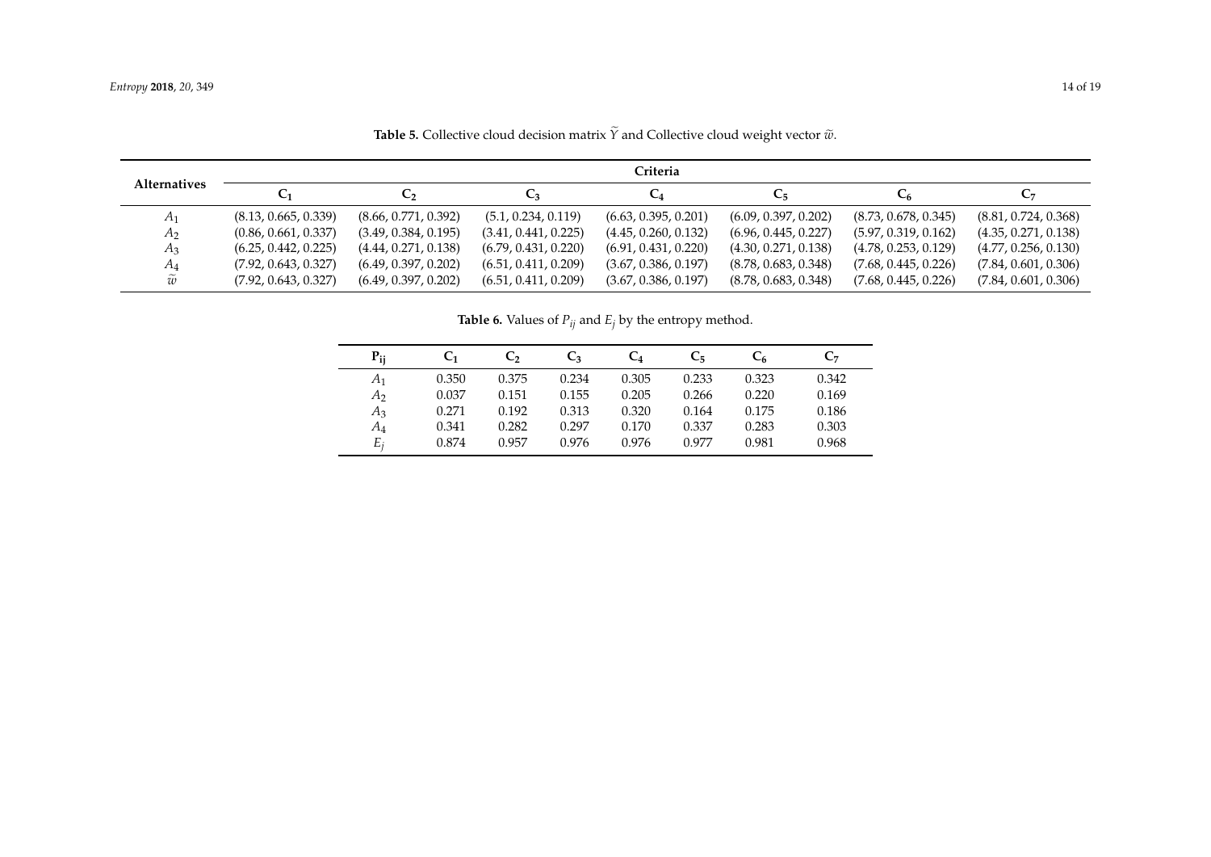**Table 5.** Collective cloud decision matrix $\widetilde{Y}$ and Collective cloud weight vector $\widetilde{w}$.

| Alternatives | Criteria | | | | | | |
|---|---|---|---|---|---|---|---|
| | $C_1$ | $C_2$ | $C_3$ | $C_4$ | $C_5$ | $C_6$ | $C_7$ |
| $A_1$ | (8.13, 0.665, 0.339) | (8.66, 0.771, 0.392) | (5.1, 0.234, 0.119) | (6.63, 0.395, 0.201) | (6.09, 0.397, 0.202) | (8.73, 0.678, 0.345) | (8.81, 0.724, 0.368) |
| $A_2$ | (0.86, 0.661, 0.337) | (3.49, 0.384, 0.195) | (3.41, 0.441, 0.225) | (4.45, 0.260, 0.132) | (6.96, 0.445, 0.227) | (5.97, 0.319, 0.162) | (4.35, 0.271, 0.138) |
| $A_3$ | (6.25, 0.442, 0.225) | (4.44, 0.271, 0.138) | (6.79, 0.431, 0.220) | (6.91, 0.431, 0.220) | (4.30, 0.271, 0.138) | (4.78, 0.253, 0.129) | (4.77, 0.256, 0.130) |
| $A_4$ | (7.92, 0.643, 0.327) | (6.49, 0.397, 0.202) | (6.51, 0.411, 0.209) | (3.67, 0.386, 0.197) | (8.78, 0.683, 0.348) | (7.68, 0.445, 0.226) | (7.84, 0.601, 0.306) |
| $\widetilde{w}$ | (7.92, 0.643, 0.327) | (6.49, 0.397, 0.202) | (6.51, 0.411, 0.209) | (3.67, 0.386, 0.197) | (8.78, 0.683, 0.348) | (7.68, 0.445, 0.226) | (7.84, 0.601, 0.306) |

**Table 6.** Values of $P_{ij}$ and $E_j$ by the entropy method.

| $P_{ij}$ | $C_1$ | $C_2$ | $C_3$ | $C_4$ | $C_5$ | $C_6$ | $C_7$ |
|---|---|---|---|---|---|---|---|
| $A_1$ | 0.350 | 0.375 | 0.234 | 0.305 | 0.233 | 0.323 | 0.342 |
| $A_2$ | 0.037 | 0.151 | 0.155 | 0.205 | 0.266 | 0.220 | 0.169 |
| $A_3$ | 0.271 | 0.192 | 0.313 | 0.320 | 0.164 | 0.175 | 0.186 |
| $A_4$ | 0.341 | 0.282 | 0.297 | 0.170 | 0.337 | 0.283 | 0.303 |
| $E_j$ | 0.874 | 0.957 | 0.976 | 0.976 | 0.977 | 0.981 | 0.968 |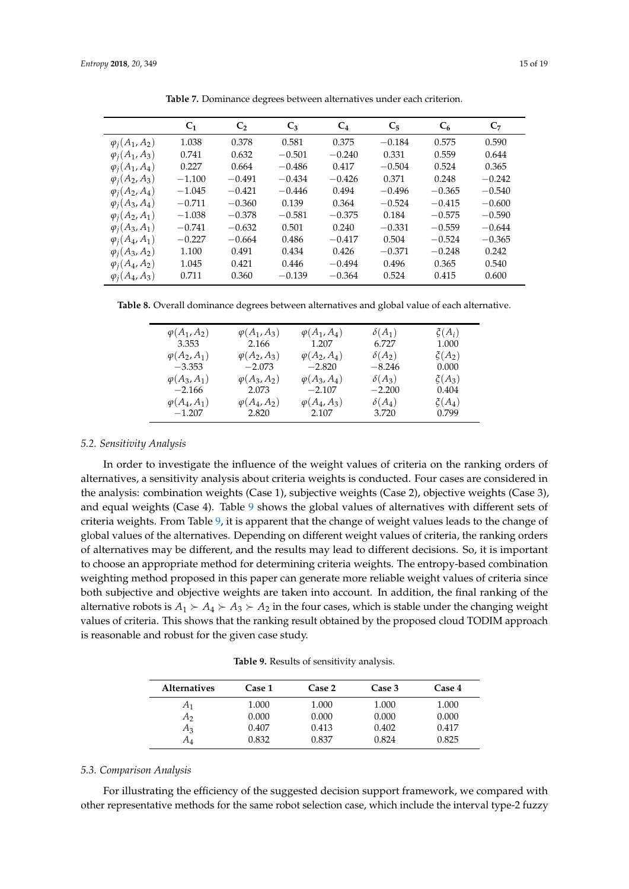**Table 7.** Dominance degrees between alternatives under each criterion.

| | $C_1$ | $C_2$ | $C_3$ | $C_4$ | $C_5$ | $C_6$ | $C_7$ |
|---|---|---|---|---|---|---|---|
| $\varphi_j(A_1, A_2)$ | 1.038 | 0.378 | 0.581 | 0.375 | −0.184 | 0.575 | 0.590 |
| $\varphi_j(A_1, A_3)$ | 0.741 | 0.632 | −0.501 | −0.240 | 0.331 | 0.559 | 0.644 |
| $\varphi_j(A_1, A_4)$ | 0.227 | 0.664 | −0.486 | 0.417 | −0.504 | 0.524 | 0.365 |
| $\varphi_j(A_2, A_3)$ | −1.100 | −0.491 | −0.434 | −0.426 | 0.371 | 0.248 | −0.242 |
| $\varphi_j(A_2, A_4)$ | −1.045 | −0.421 | −0.446 | 0.494 | −0.496 | −0.365 | −0.540 |
| $\varphi_j(A_3, A_4)$ | −0.711 | −0.360 | 0.139 | 0.364 | −0.524 | −0.415 | −0.600 |
| $\varphi_j(A_2, A_1)$ | −1.038 | −0.378 | −0.581 | −0.375 | 0.184 | −0.575 | −0.590 |
| $\varphi_j(A_3, A_1)$ | −0.741 | −0.632 | 0.501 | 0.240 | −0.331 | −0.559 | −0.644 |
| $\varphi_j(A_4, A_1)$ | −0.227 | −0.664 | 0.486 | −0.417 | 0.504 | −0.524 | −0.365 |
| $\varphi_j(A_3, A_2)$ | 1.100 | 0.491 | 0.434 | 0.426 | −0.371 | −0.248 | 0.242 |
| $\varphi_j(A_4, A_2)$ | 1.045 | 0.421 | 0.446 | −0.494 | 0.496 | 0.365 | 0.540 |
| $\varphi_j(A_4, A_3)$ | 0.711 | 0.360 | −0.139 | −0.364 | 0.524 | 0.415 | 0.600 |

**Table 8.** Overall dominance degrees between alternatives and global value of each alternative.

| | | | | |
|---|---|---|---|---|
| $\varphi(A_1, A_2)$ | $\varphi(A_1, A_3)$ | $\varphi(A_1, A_4)$ | $\delta(A_1)$ | $\xi(A_i)$ |
| 3.353 | 2.166 | 1.207 | 6.727 | 1.000 |
| $\varphi(A_2, A_1)$ | $\varphi(A_2, A_3)$ | $\varphi(A_2, A_4)$ | $\delta(A_2)$ | $\xi(A_2)$ |
| −3.353 | −2.073 | −2.820 | −8.246 | 0.000 |
| $\varphi(A_3, A_1)$ | $\varphi(A_3, A_2)$ | $\varphi(A_3, A_4)$ | $\delta(A_3)$ | $\xi(A_3)$ |
| −2.166 | 2.073 | −2.107 | −2.200 | 0.404 |
| $\varphi(A_4, A_1)$ | $\varphi(A_4, A_2)$ | $\varphi(A_4, A_3)$ | $\delta(A_4)$ | $\xi(A_4)$ |
| −1.207 | 2.820 | 2.107 | 3.720 | 0.799 |

### 5.2. Sensitivity Analysis

In order to investigate the influence of the weight values of criteria on the ranking orders of alternatives, a sensitivity analysis about criteria weights is conducted. Four cases are considered in the analysis: combination weights (Case 1), subjective weights (Case 2), objective weights (Case 3), and equal weights (Case 4). Table 9 shows the global values of alternatives with different sets of criteria weights. From Table 9, it is apparent that the change of weight values leads to the change of global values of the alternatives. Depending on different weight values of criteria, the ranking orders of alternatives may be different, and the results may lead to different decisions. So, it is important to choose an appropriate method for determining criteria weights. The entropy-based combination weighting method proposed in this paper can generate more reliable weight values of criteria since both subjective and objective weights are taken into account. In addition, the final ranking of the alternative robots is $A_1 \succ A_4 \succ A_3 \succ A_2$ in the four cases, which is stable under the changing weight values of criteria. This shows that the ranking result obtained by the proposed cloud TODIM approach is reasonable and robust for the given case study.

**Table 9.** Results of sensitivity analysis.

| Alternatives | Case 1 | Case 2 | Case 3 | Case 4 |
|---|---|---|---|---|
| $A_1$ | 1.000 | 1.000 | 1.000 | 1.000 |
| $A_2$ | 0.000 | 0.000 | 0.000 | 0.000 |
| $A_3$ | 0.407 | 0.413 | 0.402 | 0.417 |
| $A_4$ | 0.832 | 0.837 | 0.824 | 0.825 |

### 5.3. Comparison Analysis

For illustrating the efficiency of the suggested decision support framework, we compared with other representative methods for the same robot selection case, which include the interval type-2 fuzzy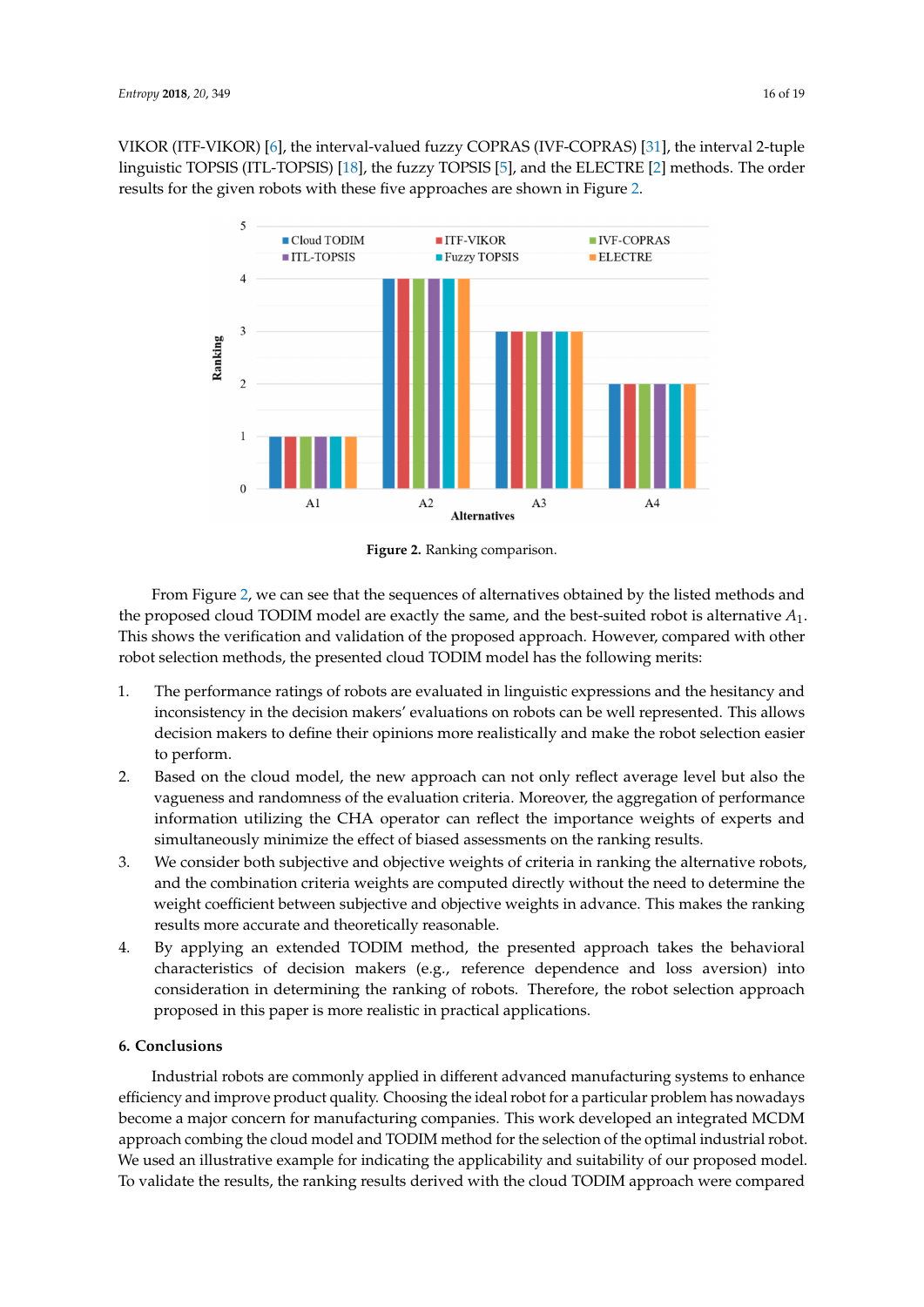VIKOR (ITF-VIKOR) [6], the interval-valued fuzzy COPRAS (IVF-COPRAS) [31], the interval 2-tuple linguistic TOPSIS (ITL-TOPSIS) [18], the fuzzy TOPSIS [5], and the ELECTRE [2] methods. The order results for the given robots with these five approaches are shown in Figure 2.

**Figure 2.** Ranking comparison.

From Figure 2, we can see that the sequences of alternatives obtained by the listed methods and the proposed cloud TODIM model are exactly the same, and the best-suited robot is alternative $A_1$. This shows the verification and validation of the proposed approach. However, compared with other robot selection methods, the presented cloud TODIM model has the following merits:

1. The performance ratings of robots are evaluated in linguistic expressions and the hesitancy and inconsistency in the decision makers' evaluations on robots can be well represented. This allows decision makers to define their opinions more realistically and make the robot selection easier to perform.
2. Based on the cloud model, the new approach can not only reflect average level but also the vagueness and randomness of the evaluation criteria. Moreover, the aggregation of performance information utilizing the CHA operator can reflect the importance weights of experts and simultaneously minimize the effect of biased assessments on the ranking results.
3. We consider both subjective and objective weights of criteria in ranking the alternative robots, and the combination criteria weights are computed directly without the need to determine the weight coefficient between subjective and objective weights in advance. This makes the ranking results more accurate and theoretically reasonable.
4. By applying an extended TODIM method, the presented approach takes the behavioral characteristics of decision makers (e.g., reference dependence and loss aversion) into consideration in determining the ranking of robots. Therefore, the robot selection approach proposed in this paper is more realistic in practical applications.

## 6. Conclusions

Industrial robots are commonly applied in different advanced manufacturing systems to enhance efficiency and improve product quality. Choosing the ideal robot for a particular problem has nowadays become a major concern for manufacturing companies. This work developed an integrated MCDM approach combing the cloud model and TODIM method for the selection of the optimal industrial robot. We used an illustrative example for indicating the applicability and suitability of our proposed model. To validate the results, the ranking results derived with the cloud TODIM approach were compared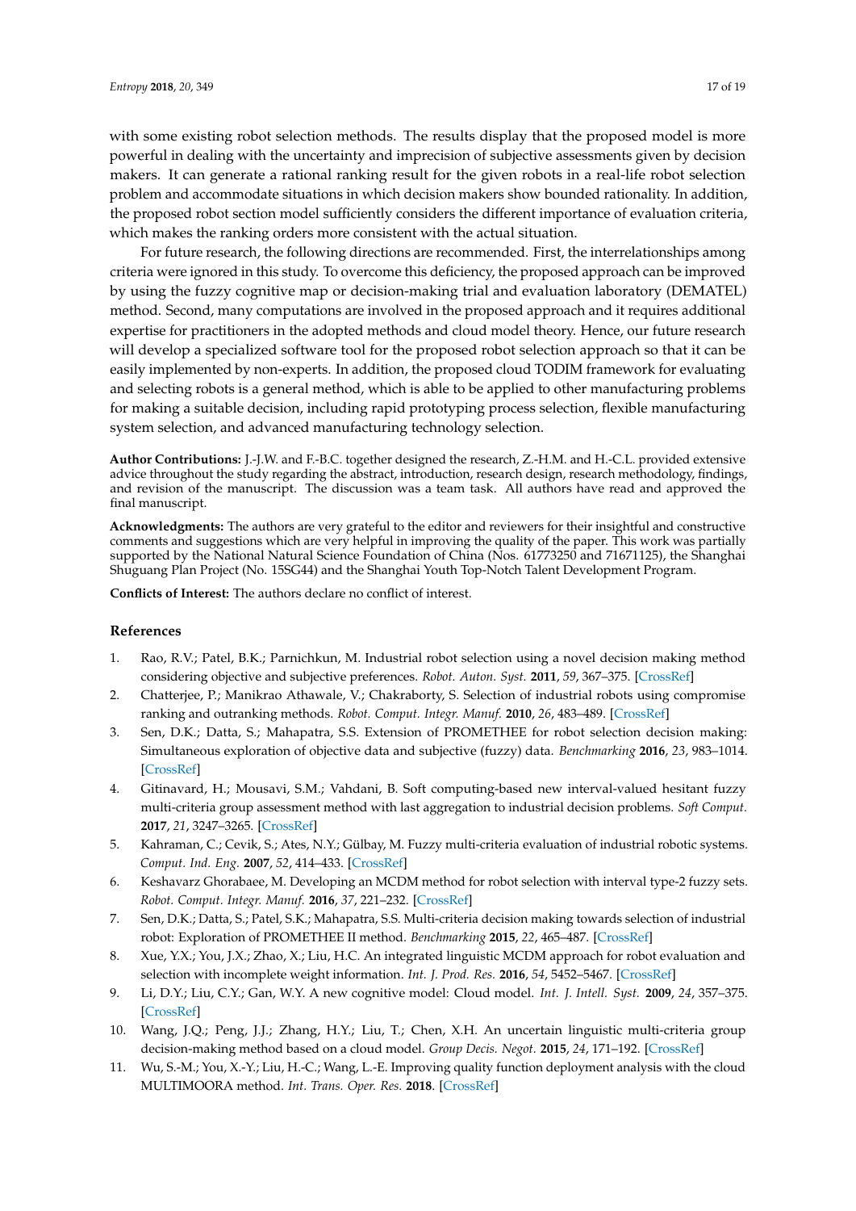with some existing robot selection methods. The results display that the proposed model is more powerful in dealing with the uncertainty and imprecision of subjective assessments given by decision makers. It can generate a rational ranking result for the given robots in a real-life robot selection problem and accommodate situations in which decision makers show bounded rationality. In addition, the proposed robot section model sufficiently considers the different importance of evaluation criteria, which makes the ranking orders more consistent with the actual situation.

For future research, the following directions are recommended. First, the interrelationships among criteria were ignored in this study. To overcome this deficiency, the proposed approach can be improved by using the fuzzy cognitive map or decision-making trial and evaluation laboratory (DEMATEL) method. Second, many computations are involved in the proposed approach and it requires additional expertise for practitioners in the adopted methods and cloud model theory. Hence, our future research will develop a specialized software tool for the proposed robot selection approach so that it can be easily implemented by non-experts. In addition, the proposed cloud TODIM framework for evaluating and selecting robots is a general method, which is able to be applied to other manufacturing problems for making a suitable decision, including rapid prototyping process selection, flexible manufacturing system selection, and advanced manufacturing technology selection.

**Author Contributions:** J.-J.W. and F.-B.C. together designed the research, Z.-H.M. and H.-C.L. provided extensive advice throughout the study regarding the abstract, introduction, research design, research methodology, findings, and revision of the manuscript. The discussion was a team task. All authors have read and approved the final manuscript.

**Acknowledgments:** The authors are very grateful to the editor and reviewers for their insightful and constructive comments and suggestions which are very helpful in improving the quality of the paper. This work was partially supported by the National Natural Science Foundation of China (Nos. 61773250 and 71671125), the Shanghai Shuguang Plan Project (No. 15SG44) and the Shanghai Youth Top-Notch Talent Development Program.

**Conflicts of Interest:** The authors declare no conflict of interest.

## References

1. Rao, R.V.; Patel, B.K.; Parnichkun, M. Industrial robot selection using a novel decision making method considering objective and subjective preferences. *Robot. Auton. Syst.* **2011**, *59*, 367–375. [CrossRef]
2. Chatterjee, P.; Manikrao Athawale, V.; Chakraborty, S. Selection of industrial robots using compromise ranking and outranking methods. *Robot. Comput. Integr. Manuf.* **2010**, *26*, 483–489. [CrossRef]
3. Sen, D.K.; Datta, S.; Mahapatra, S.S. Extension of PROMETHEE for robot selection decision making: Simultaneous exploration of objective data and subjective (fuzzy) data. *Benchmarking* **2016**, *23*, 983–1014. [CrossRef]
4. Gitinavard, H.; Mousavi, S.M.; Vahdani, B. Soft computing-based new interval-valued hesitant fuzzy multi-criteria group assessment method with last aggregation to industrial decision problems. *Soft Comput.* **2017**, *21*, 3247–3265. [CrossRef]
5. Kahraman, C.; Cevik, S.; Ates, N.Y.; Gülbay, M. Fuzzy multi-criteria evaluation of industrial robotic systems. *Comput. Ind. Eng.* **2007**, *52*, 414–433. [CrossRef]
6. Keshavarz Ghorabaee, M. Developing an MCDM method for robot selection with interval type-2 fuzzy sets. *Robot. Comput. Integr. Manuf.* **2016**, *37*, 221–232. [CrossRef]
7. Sen, D.K.; Datta, S.; Patel, S.K.; Mahapatra, S.S. Multi-criteria decision making towards selection of industrial robot: Exploration of PROMETHEE II method. *Benchmarking* **2015**, *22*, 465–487. [CrossRef]
8. Xue, Y.X.; You, J.X.; Zhao, X.; Liu, H.C. An integrated linguistic MCDM approach for robot evaluation and selection with incomplete weight information. *Int. J. Prod. Res.* **2016**, *54*, 5452–5467. [CrossRef]
9. Li, D.Y.; Liu, C.Y.; Gan, W.Y. A new cognitive model: Cloud model. *Int. J. Intell. Syst.* **2009**, *24*, 357–375. [CrossRef]
10. Wang, J.Q.; Peng, J.J.; Zhang, H.Y.; Liu, T.; Chen, X.H. An uncertain linguistic multi-criteria group decision-making method based on a cloud model. *Group Decis. Negot.* **2015**, *24*, 171–192. [CrossRef]
11. Wu, S.-M.; You, X.-Y.; Liu, H.-C.; Wang, L.-E. Improving quality function deployment analysis with the cloud MULTIMOORA method. *Int. Trans. Oper. Res.* **2018**. [CrossRef]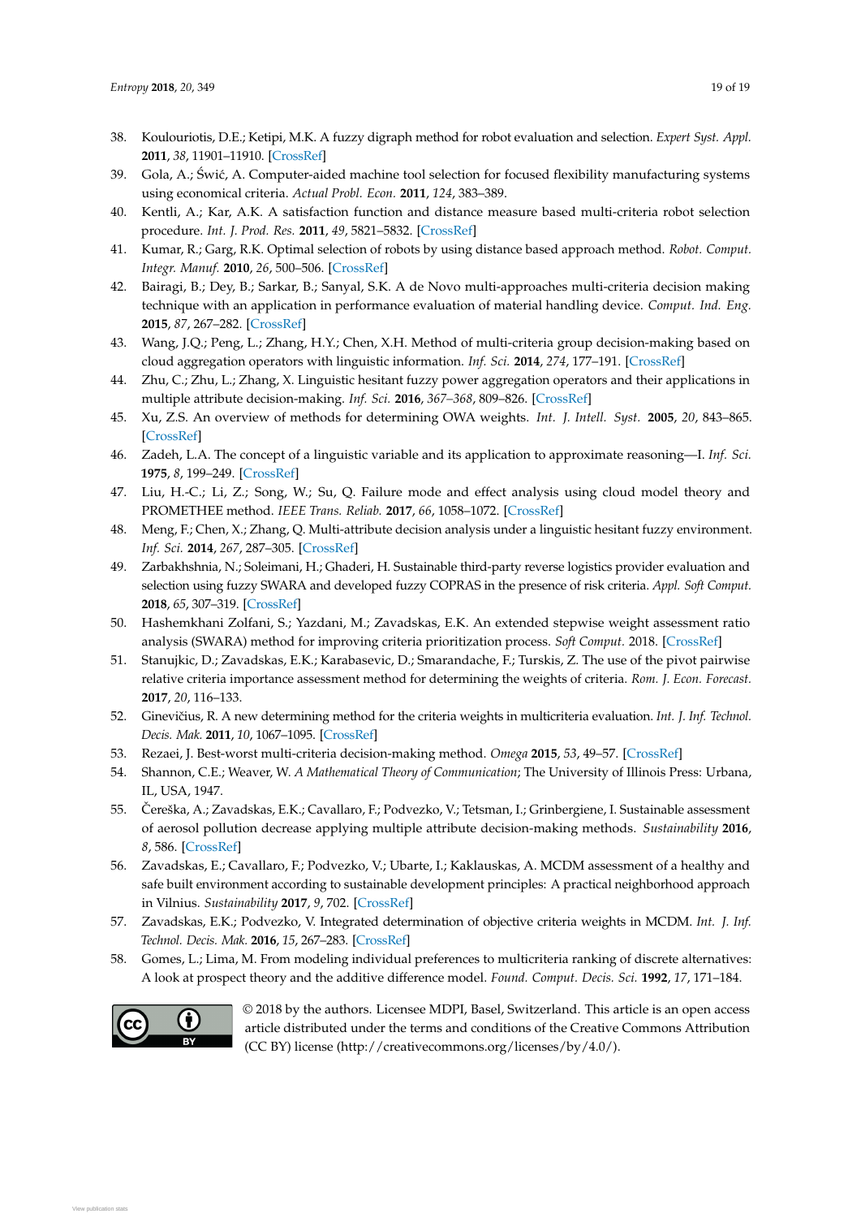38. Koulouriotis, D.E.; Ketipi, M.K. A fuzzy digraph method for robot evaluation and selection. *Expert Syst. Appl.* **2011**, *38*, 11901–11910. [CrossRef]
39. Gola, A.; Świć, A. Computer-aided machine tool selection for focused flexibility manufacturing systems using economical criteria. *Actual Probl. Econ.* **2011**, *124*, 383–389.
40. Kentli, A.; Kar, A.K. A satisfaction function and distance measure based multi-criteria robot selection procedure. *Int. J. Prod. Res.* **2011**, *49*, 5821–5832. [CrossRef]
41. Kumar, R.; Garg, R.K. Optimal selection of robots by using distance based approach method. *Robot. Comput. Integr. Manuf.* **2010**, *26*, 500–506. [CrossRef]
42. Bairagi, B.; Dey, B.; Sarkar, B.; Sanyal, S.K. A de Novo multi-approaches multi-criteria decision making technique with an application in performance evaluation of material handling device. *Comput. Ind. Eng.* **2015**, *87*, 267–282. [CrossRef]
43. Wang, J.Q.; Peng, L.; Zhang, H.Y.; Chen, X.H. Method of multi-criteria group decision-making based on cloud aggregation operators with linguistic information. *Inf. Sci.* **2014**, *274*, 177–191. [CrossRef]
44. Zhu, C.; Zhu, L.; Zhang, X. Linguistic hesitant fuzzy power aggregation operators and their applications in multiple attribute decision-making. *Inf. Sci.* **2016**, *367–368*, 809–826. [CrossRef]
45. Xu, Z.S. An overview of methods for determining OWA weights. *Int. J. Intell. Syst.* **2005**, *20*, 843–865. [CrossRef]
46. Zadeh, L.A. The concept of a linguistic variable and its application to approximate reasoning—I. *Inf. Sci.* **1975**, *8*, 199–249. [CrossRef]
47. Liu, H.-C.; Li, Z.; Song, W.; Su, Q. Failure mode and effect analysis using cloud model theory and PROMETHEE method. *IEEE Trans. Reliab.* **2017**, *66*, 1058–1072. [CrossRef]
48. Meng, F.; Chen, X.; Zhang, Q. Multi-attribute decision analysis under a linguistic hesitant fuzzy environment. *Inf. Sci.* **2014**, *267*, 287–305. [CrossRef]
49. Zarbakhshnia, N.; Soleimani, H.; Ghaderi, H. Sustainable third-party reverse logistics provider evaluation and selection using fuzzy SWARA and developed fuzzy COPRAS in the presence of risk criteria. *Appl. Soft Comput.* **2018**, *65*, 307–319. [CrossRef]
50. Hashemkhani Zolfani, S.; Yazdani, M.; Zavadskas, E.K. An extended stepwise weight assessment ratio analysis (SWARA) method for improving criteria prioritization process. *Soft Comput.* 2018. [CrossRef]
51. Stanujkic, D.; Zavadskas, E.K.; Karabasevic, D.; Smarandache, F.; Turskis, Z. The use of the pivot pairwise relative criteria importance assessment method for determining the weights of criteria. *Rom. J. Econ. Forecast.* **2017**, *20*, 116–133.
52. Ginevičius, R. A new determining method for the criteria weights in multicriteria evaluation. *Int. J. Inf. Technol. Decis. Mak.* **2011**, *10*, 1067–1095. [CrossRef]
53. Rezaei, J. Best-worst multi-criteria decision-making method. *Omega* **2015**, *53*, 49–57. [CrossRef]
54. Shannon, C.E.; Weaver, W. *A Mathematical Theory of Communication*; The University of Illinois Press: Urbana, IL, USA, 1947.
55. Čereška, A.; Zavadskas, E.K.; Cavallaro, F.; Podvezko, V.; Tetsman, I.; Grinbergiene, I. Sustainable assessment of aerosol pollution decrease applying multiple attribute decision-making methods. *Sustainability* **2016**, *8*, 586. [CrossRef]
56. Zavadskas, E.; Cavallaro, F.; Podvezko, V.; Ubarte, I.; Kaklauskas, A. MCDM assessment of a healthy and safe built environment according to sustainable development principles: A practical neighborhood approach in Vilnius. *Sustainability* **2017**, *9*, 702. [CrossRef]
57. Zavadskas, E.K.; Podvezko, V. Integrated determination of objective criteria weights in MCDM. *Int. J. Inf. Technol. Decis. Mak.* **2016**, *15*, 267–283. [CrossRef]
58. Gomes, L.; Lima, M. From modeling individual preferences to multicriteria ranking of discrete alternatives: A look at prospect theory and the additive difference model. *Found. Comput. Decis. Sci.* **1992**, *17*, 171–184.

© 2018 by the authors. Licensee MDPI, Basel, Switzerland. This article is an open access article distributed under the terms and conditions of the Creative Commons Attribution (CC BY) license (http://creativecommons.org/licenses/by/4.0/).